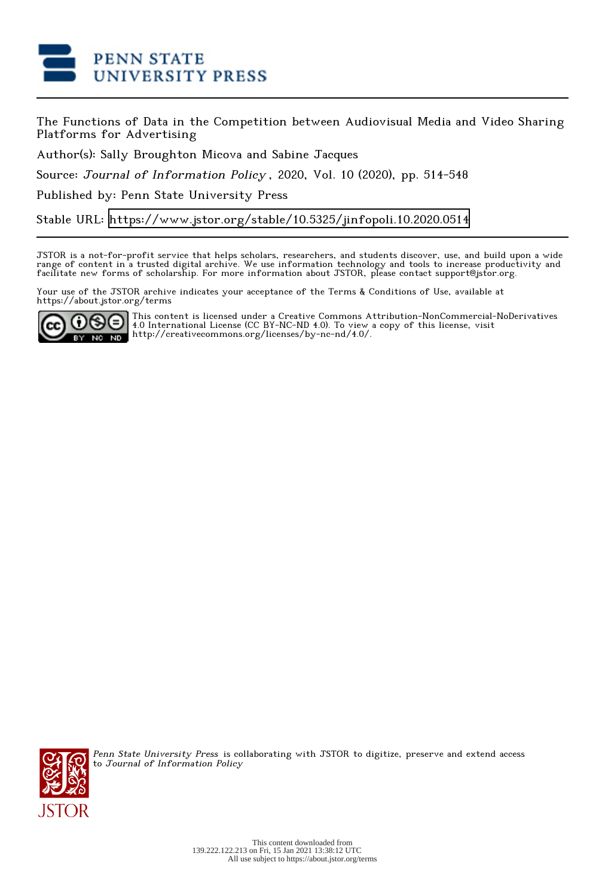The Functions of Data in the Competition between Audiovisual Media and Video Sharing Platforms for Advertising

Author(s): Sally Broughton Micova and Sabine Jacques

Source: *Journal of Information Policy*, 2020, Vol. 10 (2020), pp. 514-548

Published by: Penn State University Press

Stable URL: https://www.jstor.org/stable/10.5325/jinfopoli.10.2020.0514

JSTOR is a not-for-profit service that helps scholars, researchers, and students discover, use, and build upon a wide range of content in a trusted digital archive. We use information technology and tools to increase productivity and facilitate new forms of scholarship. For more information about JSTOR, please contact support@jstor.org.

Your use of the JSTOR archive indicates your acceptance of the Terms & Conditions of Use, available at https://about.jstor.org/terms

This content is licensed under a Creative Commons Attribution-NonCommercial-NoDerivatives 4.0 International License (CC BY-NC-ND 4.0). To view a copy of this license, visit http://creativecommons.org/licenses/by-nc-nd/4.0/.

*Penn State University Press* is collaborating with JSTOR to digitize, preserve and extend access to *Journal of Information Policy*

This content downloaded from 139.222.122.213 on Fri, 15 Jan 2021 13:38:12 UTC
All use subject to https://about.jstor.org/terms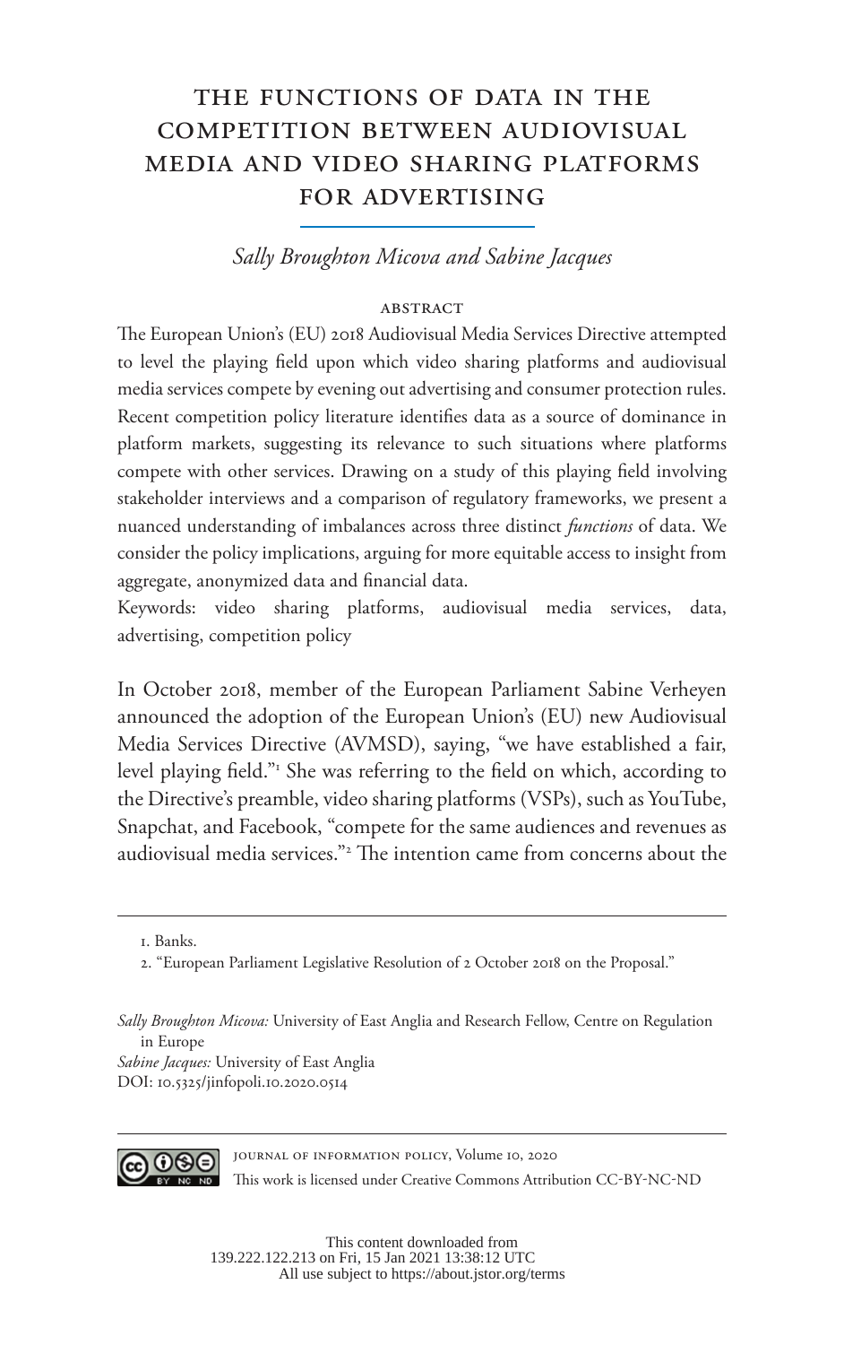# THE FUNCTIONS OF DATA IN THE COMPETITION BETWEEN AUDIOVISUAL MEDIA AND VIDEO SHARING PLATFORMS FOR ADVERTISING

*Sally Broughton Micova and Sabine Jacques*

## ABSTRACT

The European Union's (EU) 2018 Audiovisual Media Services Directive attempted to level the playing field upon which video sharing platforms and audiovisual media services compete by evening out advertising and consumer protection rules. Recent competition policy literature identifies data as a source of dominance in platform markets, suggesting its relevance to such situations where platforms compete with other services. Drawing on a study of this playing field involving stakeholder interviews and a comparison of regulatory frameworks, we present a nuanced understanding of imbalances across three distinct *functions* of data. We consider the policy implications, arguing for more equitable access to insight from aggregate, anonymized data and financial data.

Keywords: video sharing platforms, audiovisual media services, data, advertising, competition policy

In October 2018, member of the European Parliament Sabine Verheyen announced the adoption of the European Union's (EU) new Audiovisual Media Services Directive (AVMSD), saying, "we have established a fair, level playing field."[1] She was referring to the field on which, according to the Directive's preamble, video sharing platforms (VSPs), such as YouTube, Snapchat, and Facebook, "compete for the same audiences and revenues as audiovisual media services."[2] The intention came from concerns about the

1. Banks.

2. "European Parliament Legislative Resolution of 2 October 2018 on the Proposal."

*Sally Broughton Micova:* University of East Anglia and Research Fellow, Centre on Regulation in Europe

*Sabine Jacques:* University of East Anglia

DOI: 10.5325/jinfopoli.10.2020.0514

JOURNAL OF INFORMATION POLICY, Volume 10, 2020

This work is licensed under Creative Commons Attribution CC-BY-NC-ND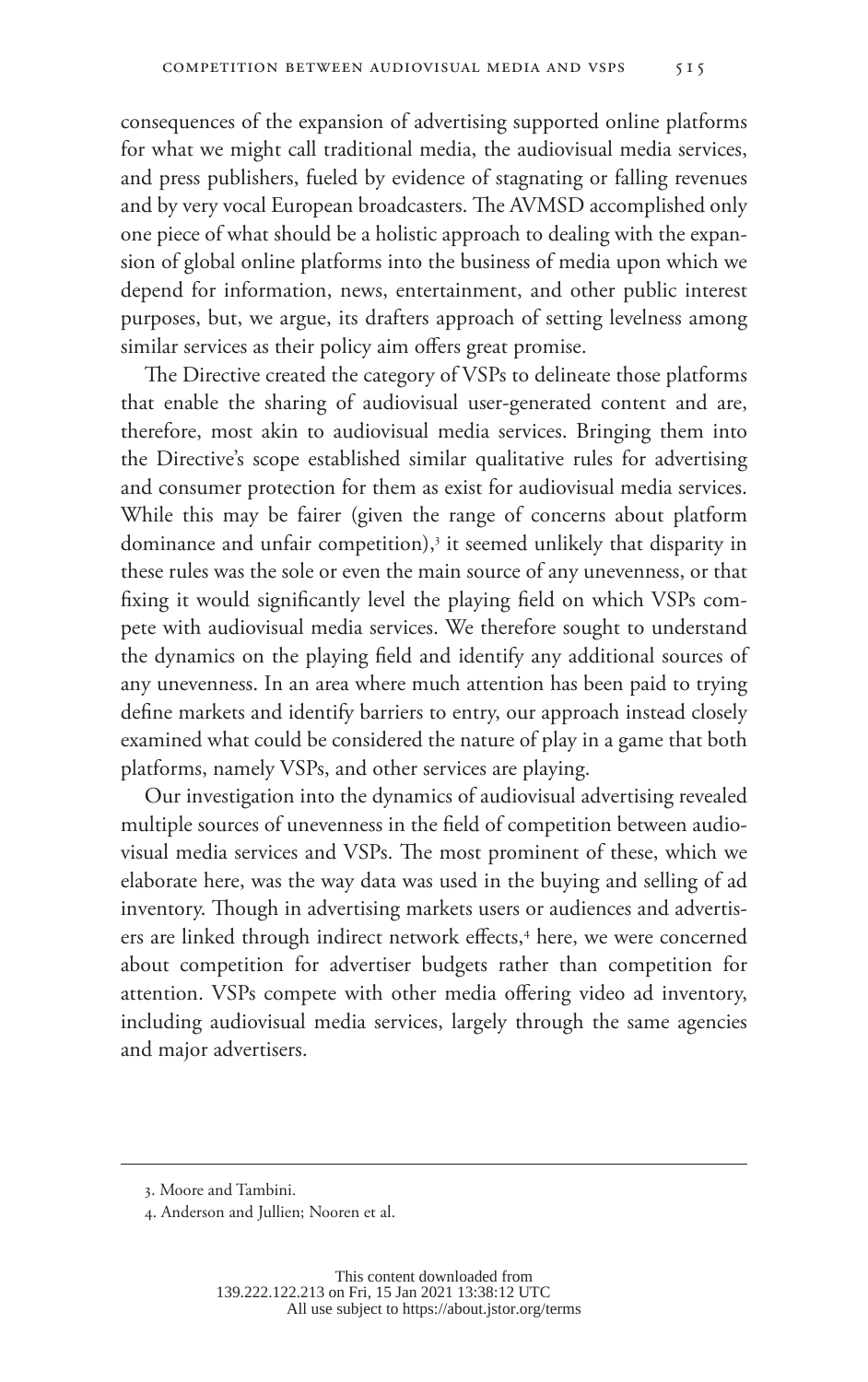consequences of the expansion of advertising supported online platforms for what we might call traditional media, the audiovisual media services, and press publishers, fueled by evidence of stagnating or falling revenues and by very vocal European broadcasters. The AVMSD accomplished only one piece of what should be a holistic approach to dealing with the expansion of global online platforms into the business of media upon which we depend for information, news, entertainment, and other public interest purposes, but, we argue, its drafters approach of setting levelness among similar services as their policy aim offers great promise.

The Directive created the category of VSPs to delineate those platforms that enable the sharing of audiovisual user-generated content and are, therefore, most akin to audiovisual media services. Bringing them into the Directive's scope established similar qualitative rules for advertising and consumer protection for them as exist for audiovisual media services. While this may be fairer (given the range of concerns about platform dominance and unfair competition),[3] it seemed unlikely that disparity in these rules was the sole or even the main source of any unevenness, or that fixing it would significantly level the playing field on which VSPs compete with audiovisual media services. We therefore sought to understand the dynamics on the playing field and identify any additional sources of any unevenness. In an area where much attention has been paid to trying define markets and identify barriers to entry, our approach instead closely examined what could be considered the nature of play in a game that both platforms, namely VSPs, and other services are playing.

Our investigation into the dynamics of audiovisual advertising revealed multiple sources of unevenness in the field of competition between audiovisual media services and VSPs. The most prominent of these, which we elaborate here, was the way data was used in the buying and selling of ad inventory. Though in advertising markets users or audiences and advertisers are linked through indirect network effects,[4] here, we were concerned about competition for advertiser budgets rather than competition for attention. VSPs compete with other media offering video ad inventory, including audiovisual media services, largely through the same agencies and major advertisers.

3. Moore and Tambini.

4. Anderson and Jullien; Nooren et al.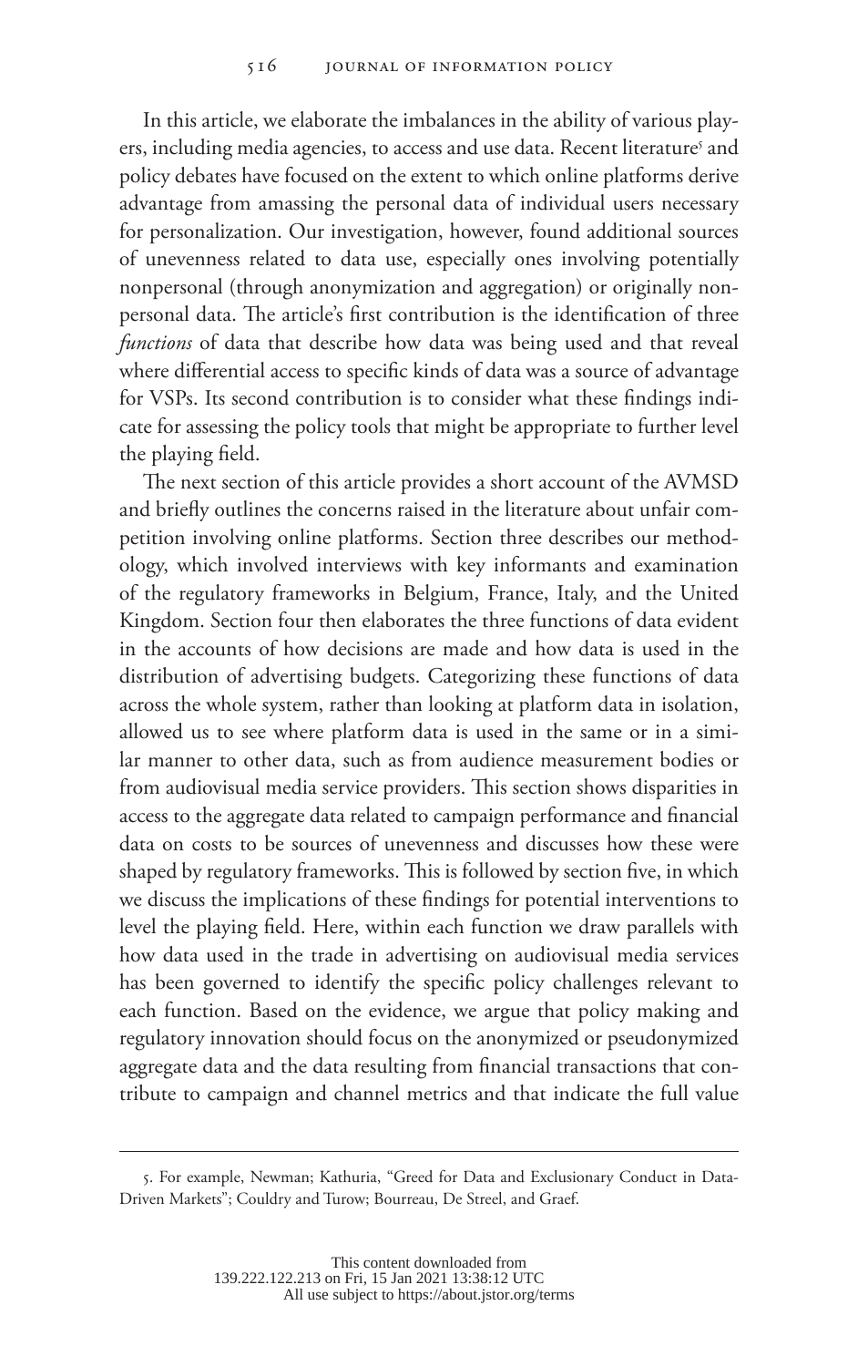In this article, we elaborate the imbalances in the ability of various players, including media agencies, to access and use data. Recent literature[5] and policy debates have focused on the extent to which online platforms derive advantage from amassing the personal data of individual users necessary for personalization. Our investigation, however, found additional sources of unevenness related to data use, especially ones involving potentially nonpersonal (through anonymization and aggregation) or originally nonpersonal data. The article's first contribution is the identification of three *functions* of data that describe how data was being used and that reveal where differential access to specific kinds of data was a source of advantage for VSPs. Its second contribution is to consider what these findings indicate for assessing the policy tools that might be appropriate to further level the playing field.

The next section of this article provides a short account of the AVMSD and briefly outlines the concerns raised in the literature about unfair competition involving online platforms. Section three describes our methodology, which involved interviews with key informants and examination of the regulatory frameworks in Belgium, France, Italy, and the United Kingdom. Section four then elaborates the three functions of data evident in the accounts of how decisions are made and how data is used in the distribution of advertising budgets. Categorizing these functions of data across the whole system, rather than looking at platform data in isolation, allowed us to see where platform data is used in the same or in a similar manner to other data, such as from audience measurement bodies or from audiovisual media service providers. This section shows disparities in access to the aggregate data related to campaign performance and financial data on costs to be sources of unevenness and discusses how these were shaped by regulatory frameworks. This is followed by section five, in which we discuss the implications of these findings for potential interventions to level the playing field. Here, within each function we draw parallels with how data used in the trade in advertising on audiovisual media services has been governed to identify the specific policy challenges relevant to each function. Based on the evidence, we argue that policy making and regulatory innovation should focus on the anonymized or pseudonymized aggregate data and the data resulting from financial transactions that contribute to campaign and channel metrics and that indicate the full value

5. For example, Newman; Kathuria, "Greed for Data and Exclusionary Conduct in Data-Driven Markets"; Couldry and Turow; Bourreau, De Streel, and Graef.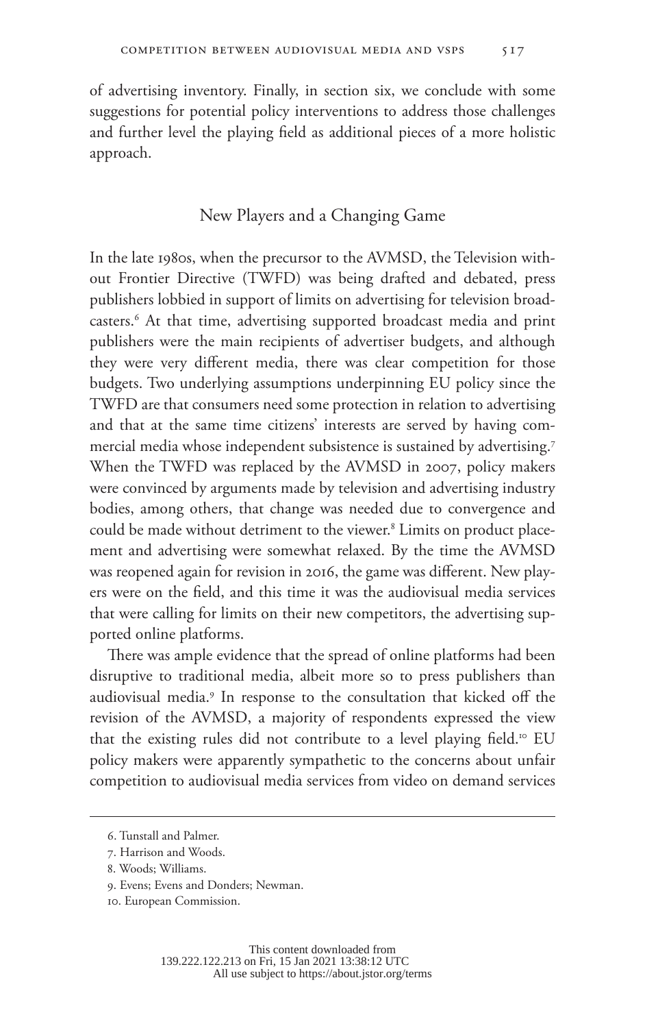of advertising inventory. Finally, in section six, we conclude with some suggestions for potential policy interventions to address those challenges and further level the playing field as additional pieces of a more holistic approach.

## New Players and a Changing Game

In the late 1980s, when the precursor to the AVMSD, the Television without Frontier Directive (TWFD) was being drafted and debated, press publishers lobbied in support of limits on advertising for television broadcasters.[6] At that time, advertising supported broadcast media and print publishers were the main recipients of advertiser budgets, and although they were very different media, there was clear competition for those budgets. Two underlying assumptions underpinning EU policy since the TWFD are that consumers need some protection in relation to advertising and that at the same time citizens' interests are served by having commercial media whose independent subsistence is sustained by advertising.[7] When the TWFD was replaced by the AVMSD in 2007, policy makers were convinced by arguments made by television and advertising industry bodies, among others, that change was needed due to convergence and could be made without detriment to the viewer.[8] Limits on product placement and advertising were somewhat relaxed. By the time the AVMSD was reopened again for revision in 2016, the game was different. New players were on the field, and this time it was the audiovisual media services that were calling for limits on their new competitors, the advertising supported online platforms.

There was ample evidence that the spread of online platforms had been disruptive to traditional media, albeit more so to press publishers than audiovisual media.[9] In response to the consultation that kicked off the revision of the AVMSD, a majority of respondents expressed the view that the existing rules did not contribute to a level playing field.[10] EU policy makers were apparently sympathetic to the concerns about unfair competition to audiovisual media services from video on demand services

---

6. Tunstall and Palmer.

7. Harrison and Woods.

8. Woods; Williams.

9. Evens; Evens and Donders; Newman.

10. European Commission.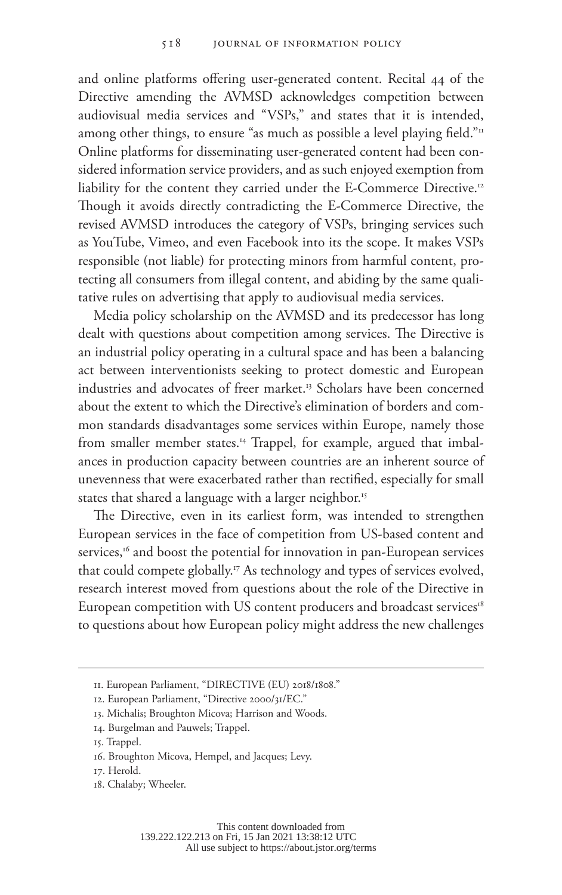and online platforms offering user-generated content. Recital 44 of the Directive amending the AVMSD acknowledges competition between audiovisual media services and "VSPs," and states that it is intended, among other things, to ensure "as much as possible a level playing field."[11] Online platforms for disseminating user-generated content had been considered information service providers, and as such enjoyed exemption from liability for the content they carried under the E-Commerce Directive.[12] Though it avoids directly contradicting the E-Commerce Directive, the revised AVMSD introduces the category of VSPs, bringing services such as YouTube, Vimeo, and even Facebook into its the scope. It makes VSPs responsible (not liable) for protecting minors from harmful content, protecting all consumers from illegal content, and abiding by the same qualitative rules on advertising that apply to audiovisual media services.

Media policy scholarship on the AVMSD and its predecessor has long dealt with questions about competition among services. The Directive is an industrial policy operating in a cultural space and has been a balancing act between interventionists seeking to protect domestic and European industries and advocates of freer market.[13] Scholars have been concerned about the extent to which the Directive's elimination of borders and common standards disadvantages some services within Europe, namely those from smaller member states.[14] Trappel, for example, argued that imbalances in production capacity between countries are an inherent source of unevenness that were exacerbated rather than rectified, especially for small states that shared a language with a larger neighbor.[15]

The Directive, even in its earliest form, was intended to strengthen European services in the face of competition from US-based content and services,[16] and boost the potential for innovation in pan-European services that could compete globally.[17] As technology and types of services evolved, research interest moved from questions about the role of the Directive in European competition with US content producers and broadcast services[18] to questions about how European policy might address the new challenges

11. European Parliament, "DIRECTIVE (EU) 2018/1808."

12. European Parliament, "Directive 2000/31/EC."

13. Michalis; Broughton Micova; Harrison and Woods.

14. Burgelman and Pauwels; Trappel.

15. Trappel.

16. Broughton Micova, Hempel, and Jacques; Levy.

17. Herold.

18. Chalaby; Wheeler.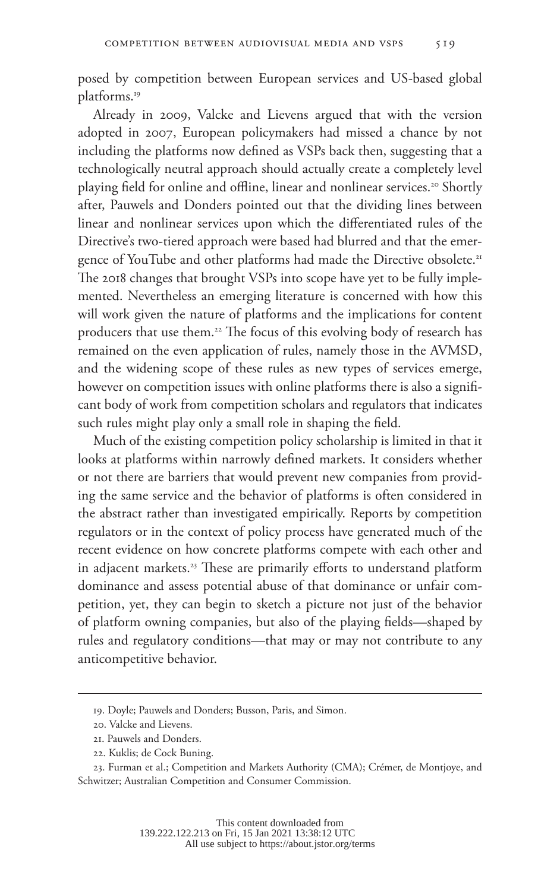posed by competition between European services and US-based global platforms.[19]

Already in 2009, Valcke and Lievens argued that with the version adopted in 2007, European policymakers had missed a chance by not including the platforms now defined as VSPs back then, suggesting that a technologically neutral approach should actually create a completely level playing field for online and offline, linear and nonlinear services.[20] Shortly after, Pauwels and Donders pointed out that the dividing lines between linear and nonlinear services upon which the differentiated rules of the Directive's two-tiered approach were based had blurred and that the emergence of YouTube and other platforms had made the Directive obsolete.[21] The 2018 changes that brought VSPs into scope have yet to be fully implemented. Nevertheless an emerging literature is concerned with how this will work given the nature of platforms and the implications for content producers that use them.[22] The focus of this evolving body of research has remained on the even application of rules, namely those in the AVMSD, and the widening scope of these rules as new types of services emerge, however on competition issues with online platforms there is also a significant body of work from competition scholars and regulators that indicates such rules might play only a small role in shaping the field.

Much of the existing competition policy scholarship is limited in that it looks at platforms within narrowly defined markets. It considers whether or not there are barriers that would prevent new companies from providing the same service and the behavior of platforms is often considered in the abstract rather than investigated empirically. Reports by competition regulators or in the context of policy process have generated much of the recent evidence on how concrete platforms compete with each other and in adjacent markets.[23] These are primarily efforts to understand platform dominance and assess potential abuse of that dominance or unfair competition, yet, they can begin to sketch a picture not just of the behavior of platform owning companies, but also of the playing fields—shaped by rules and regulatory conditions—that may or may not contribute to any anticompetitive behavior.

---

19. Doyle; Pauwels and Donders; Busson, Paris, and Simon.

20. Valcke and Lievens.

21. Pauwels and Donders.

22. Kuklis; de Cock Buning.

23. Furman et al.; Competition and Markets Authority (CMA); Crémer, de Montjoye, and Schwitzer; Australian Competition and Consumer Commission.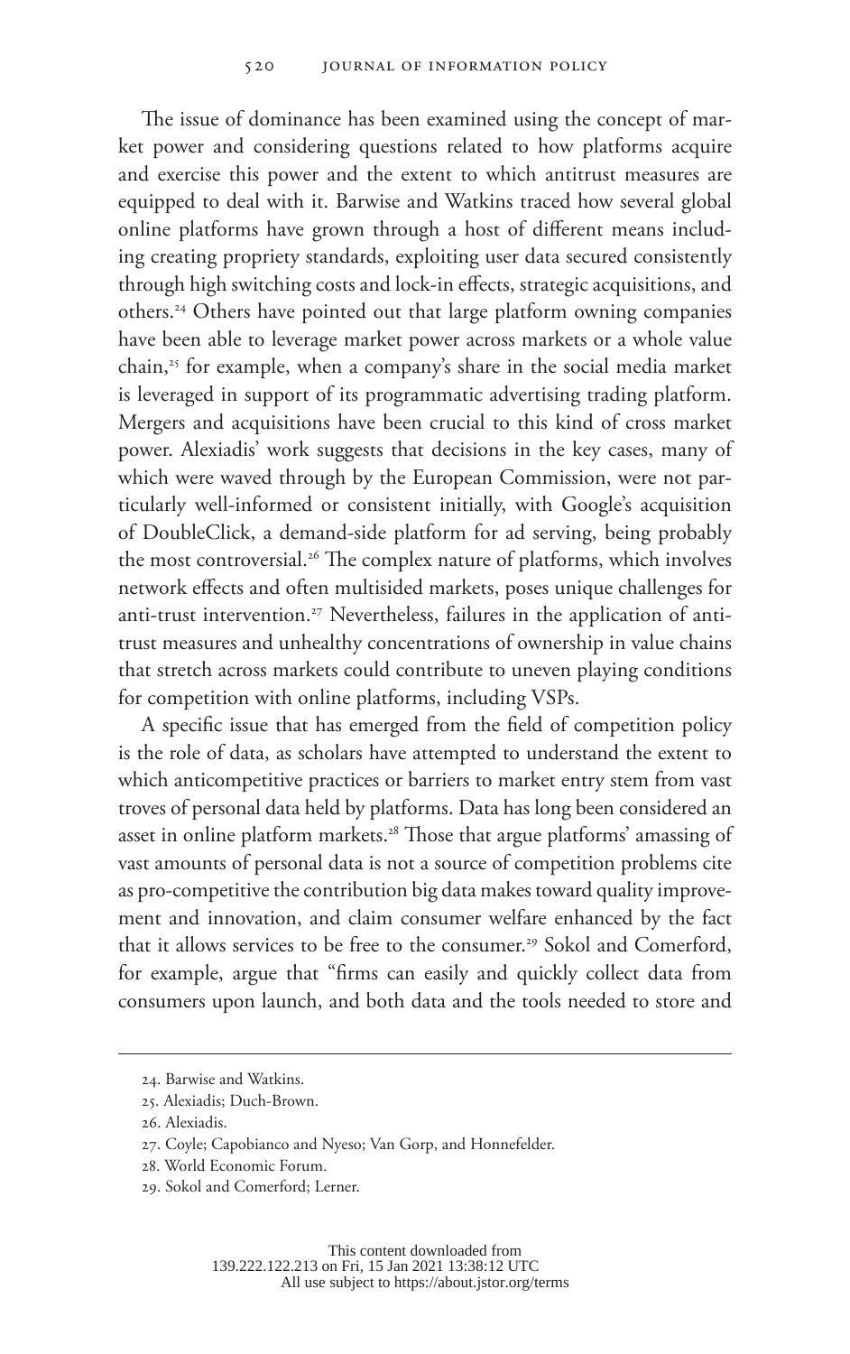The issue of dominance has been examined using the concept of market power and considering questions related to how platforms acquire and exercise this power and the extent to which antitrust measures are equipped to deal with it. Barwise and Watkins traced how several global online platforms have grown through a host of different means including creating propriety standards, exploiting user data secured consistently through high switching costs and lock-in effects, strategic acquisitions, and others.[24] Others have pointed out that large platform owning companies have been able to leverage market power across markets or a whole value chain,[25] for example, when a company's share in the social media market is leveraged in support of its programmatic advertising trading platform. Mergers and acquisitions have been crucial to this kind of cross market power. Alexiadis' work suggests that decisions in the key cases, many of which were waved through by the European Commission, were not particularly well-informed or consistent initially, with Google's acquisition of DoubleClick, a demand-side platform for ad serving, being probably the most controversial.[26] The complex nature of platforms, which involves network effects and often multisided markets, poses unique challenges for anti-trust intervention.[27] Nevertheless, failures in the application of antitrust measures and unhealthy concentrations of ownership in value chains that stretch across markets could contribute to uneven playing conditions for competition with online platforms, including VSPs.

A specific issue that has emerged from the field of competition policy is the role of data, as scholars have attempted to understand the extent to which anticompetitive practices or barriers to market entry stem from vast troves of personal data held by platforms. Data has long been considered an asset in online platform markets.[28] Those that argue platforms' amassing of vast amounts of personal data is not a source of competition problems cite as pro-competitive the contribution big data makes toward quality improvement and innovation, and claim consumer welfare enhanced by the fact that it allows services to be free to the consumer.[29] Sokol and Comerford, for example, argue that "firms can easily and quickly collect data from consumers upon launch, and both data and the tools needed to store and

24. Barwise and Watkins.

25. Alexiadis; Duch-Brown.

26. Alexiadis.

27. Coyle; Capobianco and Nyeso; Van Gorp, and Honnefelder.

28. World Economic Forum.

29. Sokol and Comerford; Lerner.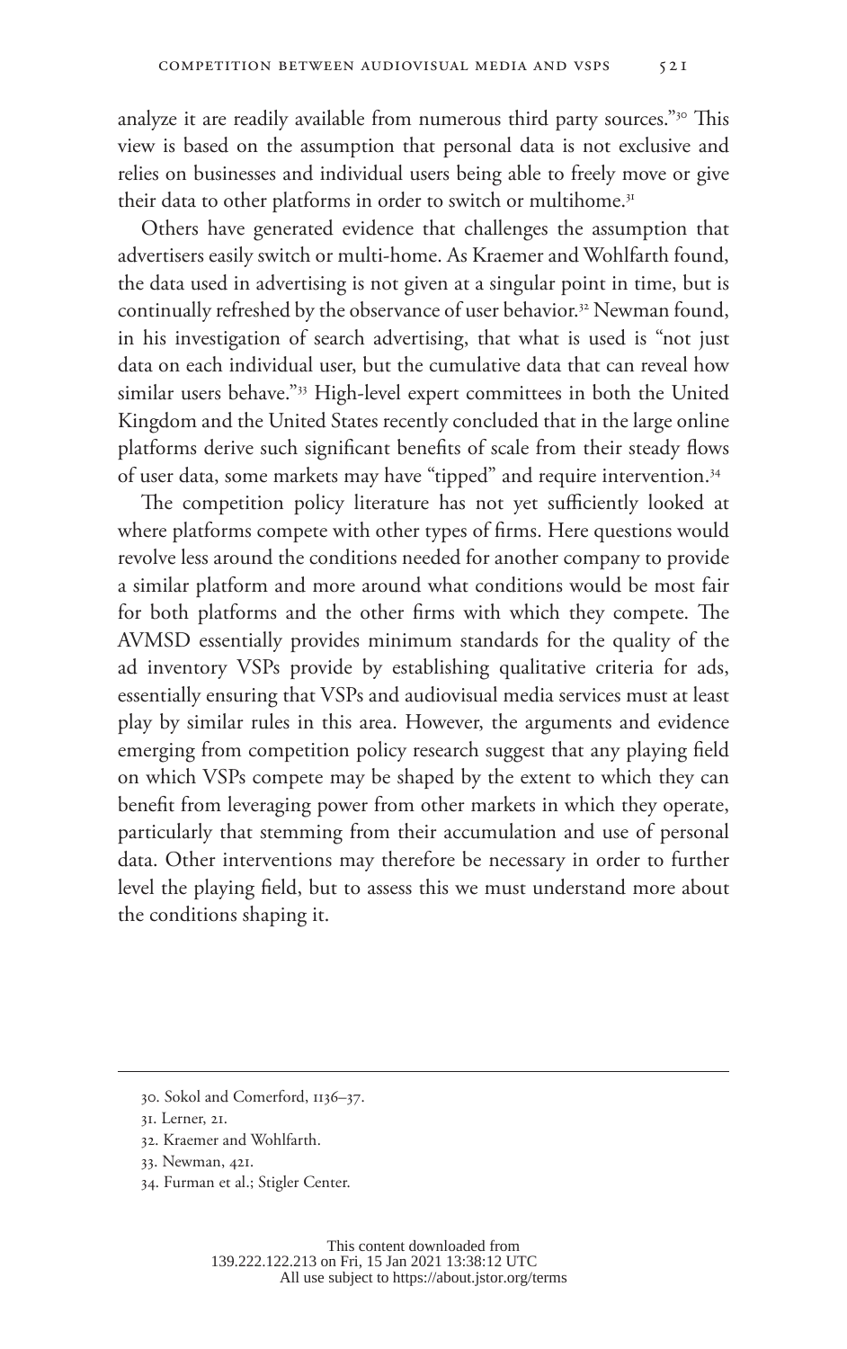analyze it are readily available from numerous third party sources."[30] This view is based on the assumption that personal data is not exclusive and relies on businesses and individual users being able to freely move or give their data to other platforms in order to switch or multihome.[31]

Others have generated evidence that challenges the assumption that advertisers easily switch or multi-home. As Kraemer and Wohlfarth found, the data used in advertising is not given at a singular point in time, but is continually refreshed by the observance of user behavior.[32] Newman found, in his investigation of search advertising, that what is used is "not just data on each individual user, but the cumulative data that can reveal how similar users behave."[33] High-level expert committees in both the United Kingdom and the United States recently concluded that in the large online platforms derive such significant benefits of scale from their steady flows of user data, some markets may have "tipped" and require intervention.[34]

The competition policy literature has not yet sufficiently looked at where platforms compete with other types of firms. Here questions would revolve less around the conditions needed for another company to provide a similar platform and more around what conditions would be most fair for both platforms and the other firms with which they compete. The AVMSD essentially provides minimum standards for the quality of the ad inventory VSPs provide by establishing qualitative criteria for ads, essentially ensuring that VSPs and audiovisual media services must at least play by similar rules in this area. However, the arguments and evidence emerging from competition policy research suggest that any playing field on which VSPs compete may be shaped by the extent to which they can benefit from leveraging power from other markets in which they operate, particularly that stemming from their accumulation and use of personal data. Other interventions may therefore be necessary in order to further level the playing field, but to assess this we must understand more about the conditions shaping it.

---

30. Sokol and Comerford, 1136–37.

31. Lerner, 21.

32. Kraemer and Wohlfarth.

33. Newman, 421.

34. Furman et al.; Stigler Center.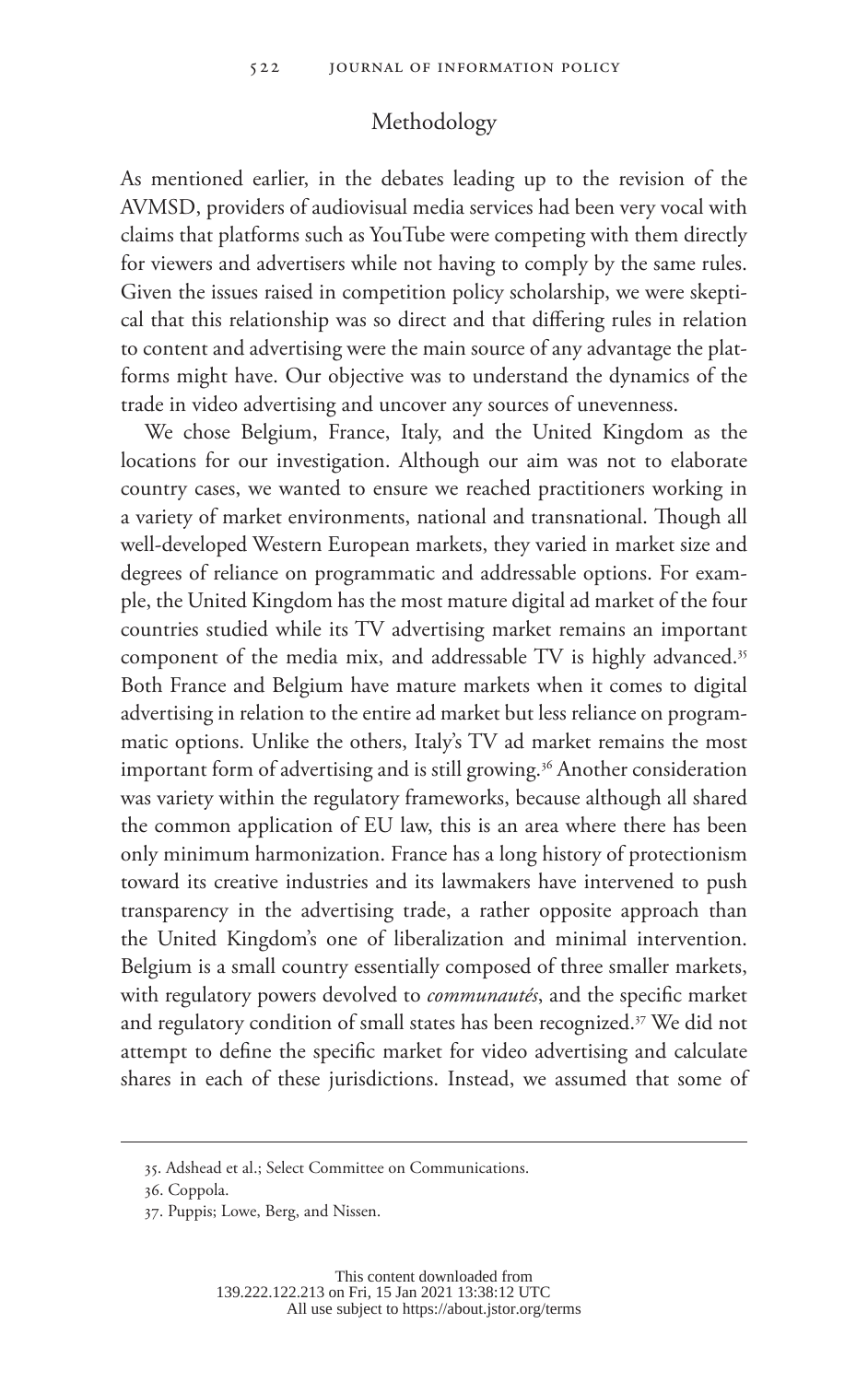## Methodology

As mentioned earlier, in the debates leading up to the revision of the AVMSD, providers of audiovisual media services had been very vocal with claims that platforms such as YouTube were competing with them directly for viewers and advertisers while not having to comply by the same rules. Given the issues raised in competition policy scholarship, we were skeptical that this relationship was so direct and that differing rules in relation to content and advertising were the main source of any advantage the platforms might have. Our objective was to understand the dynamics of the trade in video advertising and uncover any sources of unevenness.

We chose Belgium, France, Italy, and the United Kingdom as the locations for our investigation. Although our aim was not to elaborate country cases, we wanted to ensure we reached practitioners working in a variety of market environments, national and transnational. Though all well-developed Western European markets, they varied in market size and degrees of reliance on programmatic and addressable options. For example, the United Kingdom has the most mature digital ad market of the four countries studied while its TV advertising market remains an important component of the media mix, and addressable TV is highly advanced.[35] Both France and Belgium have mature markets when it comes to digital advertising in relation to the entire ad market but less reliance on programmatic options. Unlike the others, Italy's TV ad market remains the most important form of advertising and is still growing.[36] Another consideration was variety within the regulatory frameworks, because although all shared the common application of EU law, this is an area where there has been only minimum harmonization. France has a long history of protectionism toward its creative industries and its lawmakers have intervened to push transparency in the advertising trade, a rather opposite approach than the United Kingdom's one of liberalization and minimal intervention. Belgium is a small country essentially composed of three smaller markets, with regulatory powers devolved to *communautés*, and the specific market and regulatory condition of small states has been recognized.[37] We did not attempt to define the specific market for video advertising and calculate shares in each of these jurisdictions. Instead, we assumed that some of

---

35. Adshead et al.; Select Committee on Communications.

36. Coppola.

37. Puppis; Lowe, Berg, and Nissen.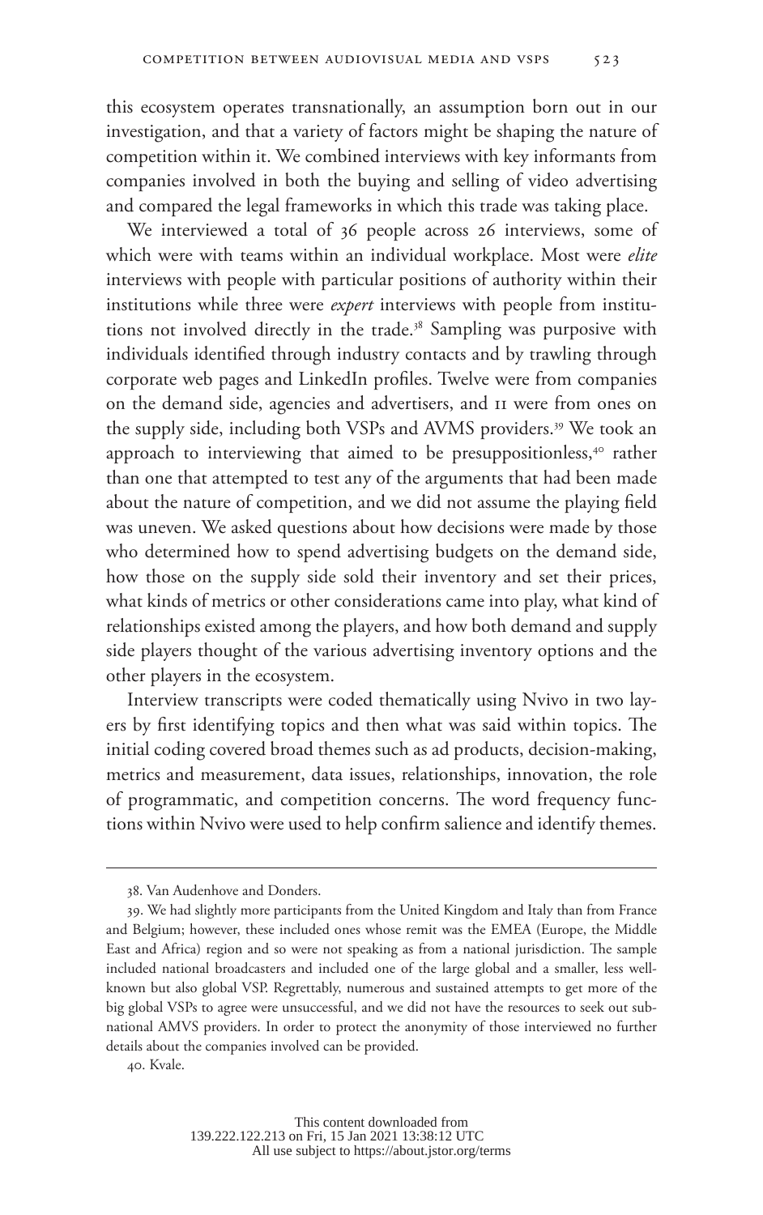this ecosystem operates transnationally, an assumption born out in our investigation, and that a variety of factors might be shaping the nature of competition within it. We combined interviews with key informants from companies involved in both the buying and selling of video advertising and compared the legal frameworks in which this trade was taking place.

We interviewed a total of 36 people across 26 interviews, some of which were with teams within an individual workplace. Most were *elite* interviews with people with particular positions of authority within their institutions while three were *expert* interviews with people from institutions not involved directly in the trade.[38] Sampling was purposive with individuals identified through industry contacts and by trawling through corporate web pages and LinkedIn profiles. Twelve were from companies on the demand side, agencies and advertisers, and 11 were from ones on the supply side, including both VSPs and AVMS providers.[39] We took an approach to interviewing that aimed to be presuppositionless,[40] rather than one that attempted to test any of the arguments that had been made about the nature of competition, and we did not assume the playing field was uneven. We asked questions about how decisions were made by those who determined how to spend advertising budgets on the demand side, how those on the supply side sold their inventory and set their prices, what kinds of metrics or other considerations came into play, what kind of relationships existed among the players, and how both demand and supply side players thought of the various advertising inventory options and the other players in the ecosystem.

Interview transcripts were coded thematically using Nvivo in two layers by first identifying topics and then what was said within topics. The initial coding covered broad themes such as ad products, decision-making, metrics and measurement, data issues, relationships, innovation, the role of programmatic, and competition concerns. The word frequency functions within Nvivo were used to help confirm salience and identify themes.

---

38. Van Audenhove and Donders.

39. We had slightly more participants from the United Kingdom and Italy than from France and Belgium; however, these included ones whose remit was the EMEA (Europe, the Middle East and Africa) region and so were not speaking as from a national jurisdiction. The sample included national broadcasters and included one of the large global and a smaller, less well-known but also global VSP. Regrettably, numerous and sustained attempts to get more of the big global VSPs to agree were unsuccessful, and we did not have the resources to seek out sub-national AMVS providers. In order to protect the anonymity of those interviewed no further details about the companies involved can be provided.

40. Kvale.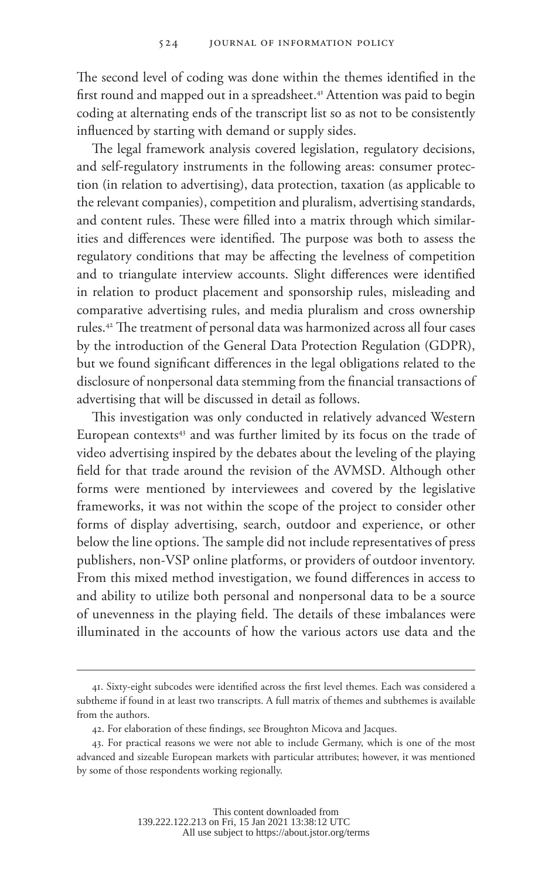The second level of coding was done within the themes identified in the first round and mapped out in a spreadsheet.[41] Attention was paid to begin coding at alternating ends of the transcript list so as not to be consistently influenced by starting with demand or supply sides.

The legal framework analysis covered legislation, regulatory decisions, and self-regulatory instruments in the following areas: consumer protection (in relation to advertising), data protection, taxation (as applicable to the relevant companies), competition and pluralism, advertising standards, and content rules. These were filled into a matrix through which similarities and differences were identified. The purpose was both to assess the regulatory conditions that may be affecting the levelness of competition and to triangulate interview accounts. Slight differences were identified in relation to product placement and sponsorship rules, misleading and comparative advertising rules, and media pluralism and cross ownership rules.[42] The treatment of personal data was harmonized across all four cases by the introduction of the General Data Protection Regulation (GDPR), but we found significant differences in the legal obligations related to the disclosure of nonpersonal data stemming from the financial transactions of advertising that will be discussed in detail as follows.

This investigation was only conducted in relatively advanced Western European contexts[43] and was further limited by its focus on the trade of video advertising inspired by the debates about the leveling of the playing field for that trade around the revision of the AVMSD. Although other forms were mentioned by interviewees and covered by the legislative frameworks, it was not within the scope of the project to consider other forms of display advertising, search, outdoor and experience, or other below the line options. The sample did not include representatives of press publishers, non-VSP online platforms, or providers of outdoor inventory. From this mixed method investigation, we found differences in access to and ability to utilize both personal and nonpersonal data to be a source of unevenness in the playing field. The details of these imbalances were illuminated in the accounts of how the various actors use data and the

---

41. Sixty-eight subcodes were identified across the first level themes. Each was considered a subtheme if found in at least two transcripts. A full matrix of themes and subthemes is available from the authors.

42. For elaboration of these findings, see Broughton Micova and Jacques.

43. For practical reasons we were not able to include Germany, which is one of the most advanced and sizeable European markets with particular attributes; however, it was mentioned by some of those respondents working regionally.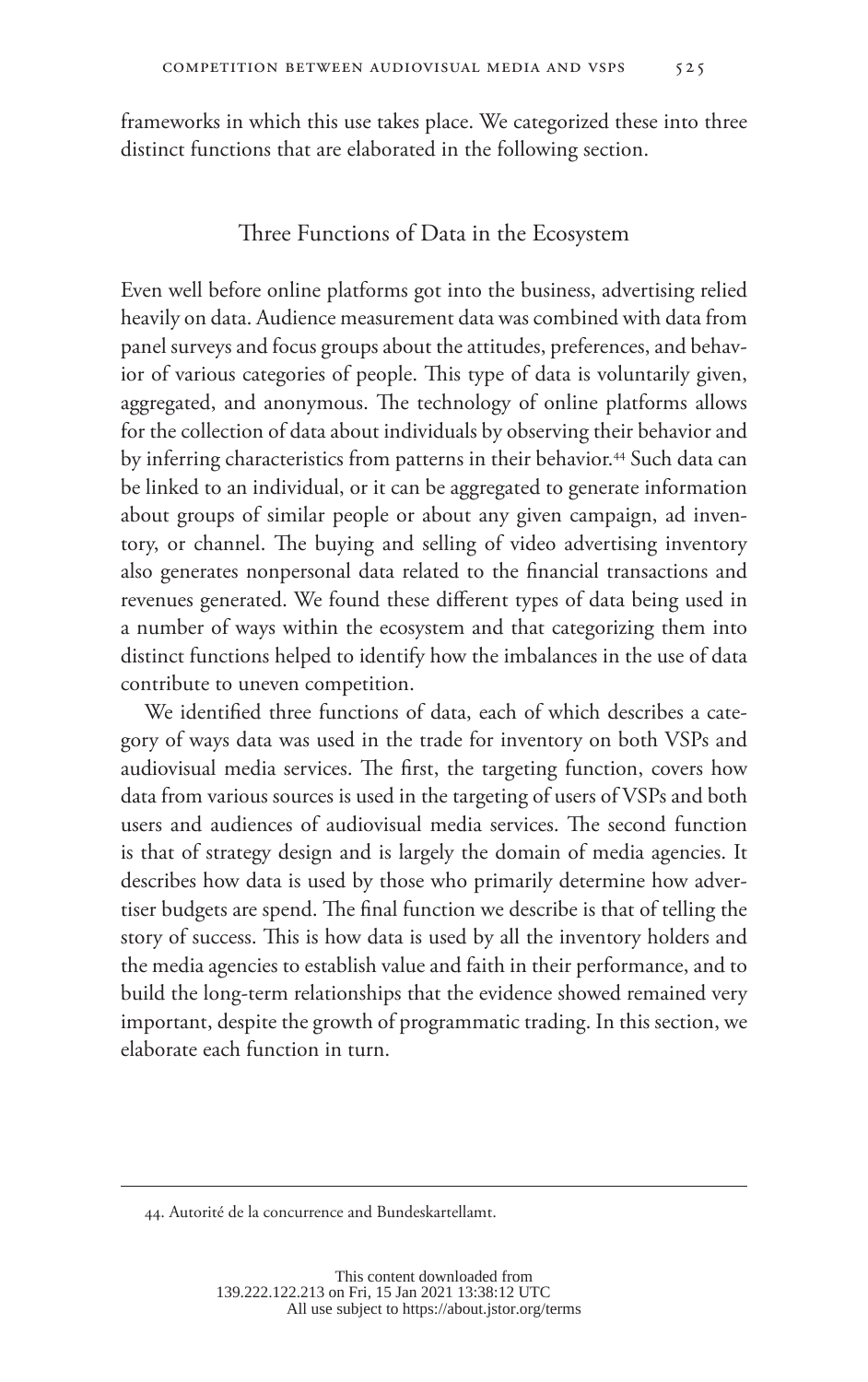frameworks in which this use takes place. We categorized these into three distinct functions that are elaborated in the following section.

## Three Functions of Data in the Ecosystem

Even well before online platforms got into the business, advertising relied heavily on data. Audience measurement data was combined with data from panel surveys and focus groups about the attitudes, preferences, and behavior of various categories of people. This type of data is voluntarily given, aggregated, and anonymous. The technology of online platforms allows for the collection of data about individuals by observing their behavior and by inferring characteristics from patterns in their behavior.[44] Such data can be linked to an individual, or it can be aggregated to generate information about groups of similar people or about any given campaign, ad inventory, or channel. The buying and selling of video advertising inventory also generates nonpersonal data related to the financial transactions and revenues generated. We found these different types of data being used in a number of ways within the ecosystem and that categorizing them into distinct functions helped to identify how the imbalances in the use of data contribute to uneven competition.

We identified three functions of data, each of which describes a category of ways data was used in the trade for inventory on both VSPs and audiovisual media services. The first, the targeting function, covers how data from various sources is used in the targeting of users of VSPs and both users and audiences of audiovisual media services. The second function is that of strategy design and is largely the domain of media agencies. It describes how data is used by those who primarily determine how advertiser budgets are spend. The final function we describe is that of telling the story of success. This is how data is used by all the inventory holders and the media agencies to establish value and faith in their performance, and to build the long-term relationships that the evidence showed remained very important, despite the growth of programmatic trading. In this section, we elaborate each function in turn.

44. Autorité de la concurrence and Bundeskartellamt.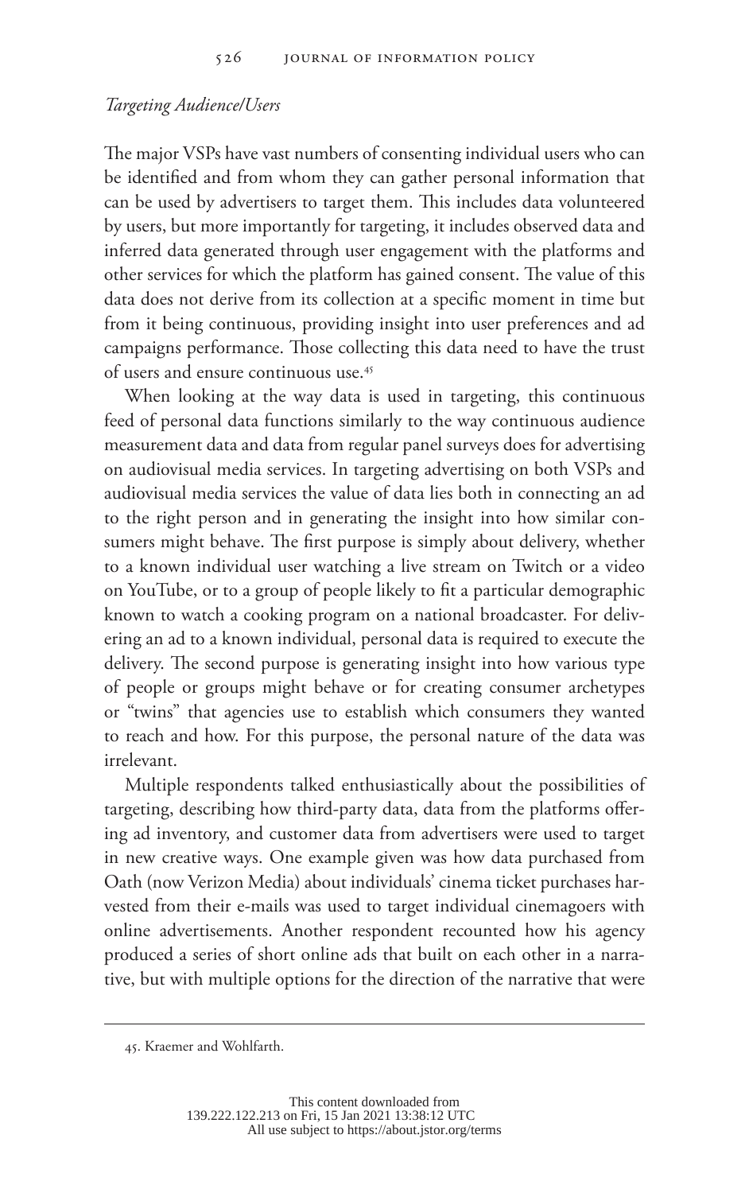*Targeting Audience/Users*

The major VSPs have vast numbers of consenting individual users who can be identified and from whom they can gather personal information that can be used by advertisers to target them. This includes data volunteered by users, but more importantly for targeting, it includes observed data and inferred data generated through user engagement with the platforms and other services for which the platform has gained consent. The value of this data does not derive from its collection at a specific moment in time but from it being continuous, providing insight into user preferences and ad campaigns performance. Those collecting this data need to have the trust of users and ensure continuous use.[45]

When looking at the way data is used in targeting, this continuous feed of personal data functions similarly to the way continuous audience measurement data and data from regular panel surveys does for advertising on audiovisual media services. In targeting advertising on both VSPs and audiovisual media services the value of data lies both in connecting an ad to the right person and in generating the insight into how similar consumers might behave. The first purpose is simply about delivery, whether to a known individual user watching a live stream on Twitch or a video on YouTube, or to a group of people likely to fit a particular demographic known to watch a cooking program on a national broadcaster. For delivering an ad to a known individual, personal data is required to execute the delivery. The second purpose is generating insight into how various type of people or groups might behave or for creating consumer archetypes or "twins" that agencies use to establish which consumers they wanted to reach and how. For this purpose, the personal nature of the data was irrelevant.

Multiple respondents talked enthusiastically about the possibilities of targeting, describing how third-party data, data from the platforms offering ad inventory, and customer data from advertisers were used to target in new creative ways. One example given was how data purchased from Oath (now Verizon Media) about individuals' cinema ticket purchases harvested from their e-mails was used to target individual cinemagoers with online advertisements. Another respondent recounted how his agency produced a series of short online ads that built on each other in a narrative, but with multiple options for the direction of the narrative that were

45. Kraemer and Wohlfarth.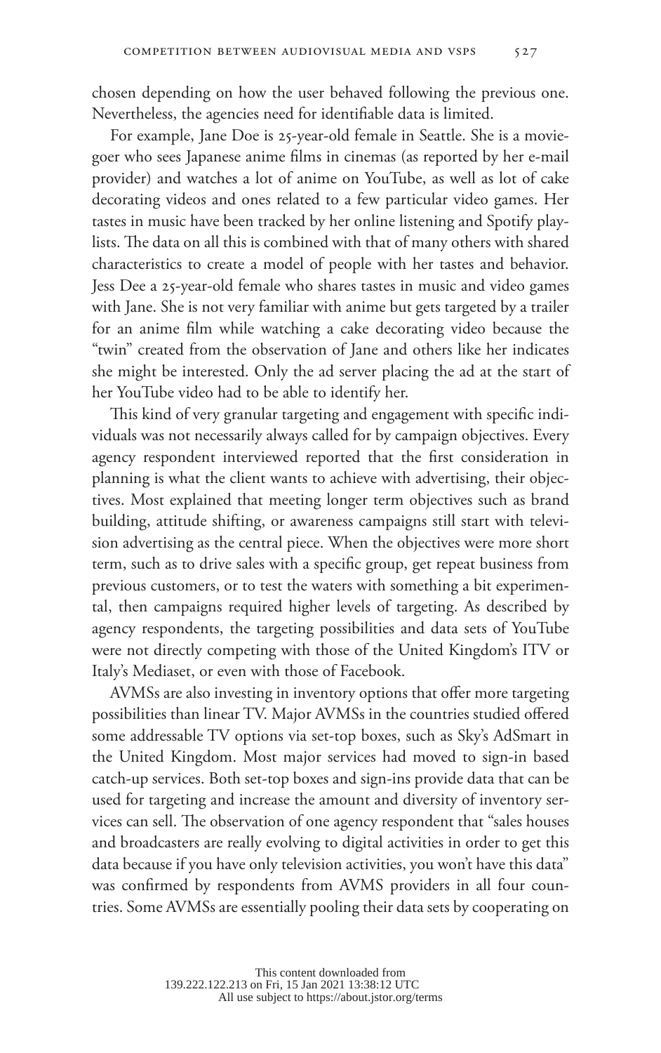chosen depending on how the user behaved following the previous one. Nevertheless, the agencies need for identifiable data is limited.

For example, Jane Doe is 25-year-old female in Seattle. She is a moviegoer who sees Japanese anime films in cinemas (as reported by her e-mail provider) and watches a lot of anime on YouTube, as well as lot of cake decorating videos and ones related to a few particular video games. Her tastes in music have been tracked by her online listening and Spotify playlists. The data on all this is combined with that of many others with shared characteristics to create a model of people with her tastes and behavior. Jess Dee a 25-year-old female who shares tastes in music and video games with Jane. She is not very familiar with anime but gets targeted by a trailer for an anime film while watching a cake decorating video because the "twin" created from the observation of Jane and others like her indicates she might be interested. Only the ad server placing the ad at the start of her YouTube video had to be able to identify her.

This kind of very granular targeting and engagement with specific individuals was not necessarily always called for by campaign objectives. Every agency respondent interviewed reported that the first consideration in planning is what the client wants to achieve with advertising, their objectives. Most explained that meeting longer term objectives such as brand building, attitude shifting, or awareness campaigns still start with television advertising as the central piece. When the objectives were more short term, such as to drive sales with a specific group, get repeat business from previous customers, or to test the waters with something a bit experimental, then campaigns required higher levels of targeting. As described by agency respondents, the targeting possibilities and data sets of YouTube were not directly competing with those of the United Kingdom's ITV or Italy's Mediaset, or even with those of Facebook.

AVMSs are also investing in inventory options that offer more targeting possibilities than linear TV. Major AVMSs in the countries studied offered some addressable TV options via set-top boxes, such as Sky's AdSmart in the United Kingdom. Most major services had moved to sign-in based catch-up services. Both set-top boxes and sign-ins provide data that can be used for targeting and increase the amount and diversity of inventory services can sell. The observation of one agency respondent that "sales houses and broadcasters are really evolving to digital activities in order to get this data because if you have only television activities, you won't have this data" was confirmed by respondents from AVMS providers in all four countries. Some AVMSs are essentially pooling their data sets by cooperating on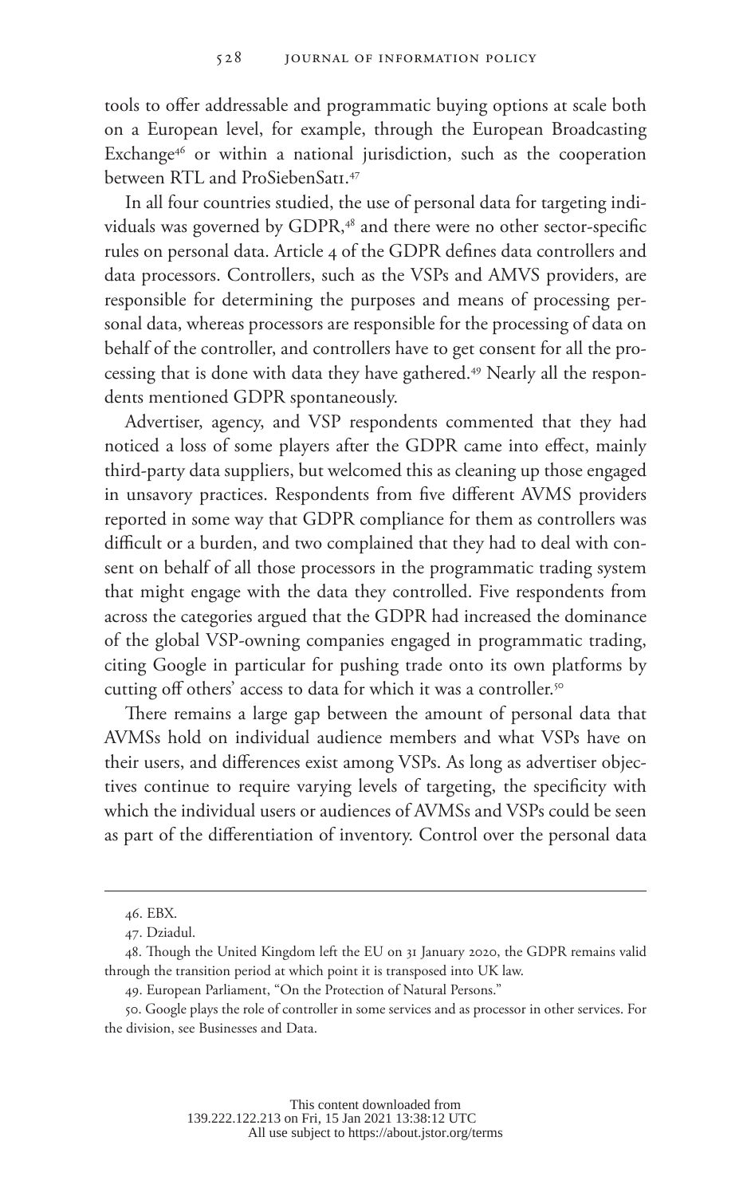tools to offer addressable and programmatic buying options at scale both on a European level, for example, through the European Broadcasting Exchange[46] or within a national jurisdiction, such as the cooperation between RTL and ProSiebenSat1.[47]

In all four countries studied, the use of personal data for targeting individuals was governed by GDPR,[48] and there were no other sector-specific rules on personal data. Article 4 of the GDPR defines data controllers and data processors. Controllers, such as the VSPs and AMVS providers, are responsible for determining the purposes and means of processing personal data, whereas processors are responsible for the processing of data on behalf of the controller, and controllers have to get consent for all the processing that is done with data they have gathered.[49] Nearly all the respondents mentioned GDPR spontaneously.

Advertiser, agency, and VSP respondents commented that they had noticed a loss of some players after the GDPR came into effect, mainly third-party data suppliers, but welcomed this as cleaning up those engaged in unsavory practices. Respondents from five different AVMS providers reported in some way that GDPR compliance for them as controllers was difficult or a burden, and two complained that they had to deal with consent on behalf of all those processors in the programmatic trading system that might engage with the data they controlled. Five respondents from across the categories argued that the GDPR had increased the dominance of the global VSP-owning companies engaged in programmatic trading, citing Google in particular for pushing trade onto its own platforms by cutting off others' access to data for which it was a controller.[50]

There remains a large gap between the amount of personal data that AVMSs hold on individual audience members and what VSPs have on their users, and differences exist among VSPs. As long as advertiser objectives continue to require varying levels of targeting, the specificity with which the individual users or audiences of AVMSs and VSPs could be seen as part of the differentiation of inventory. Control over the personal data

46. EBX.

47. Dziadul.

48. Though the United Kingdom left the EU on 31 January 2020, the GDPR remains valid through the transition period at which point it is transposed into UK law.

49. European Parliament, "On the Protection of Natural Persons."

50. Google plays the role of controller in some services and as processor in other services. For the division, see Businesses and Data.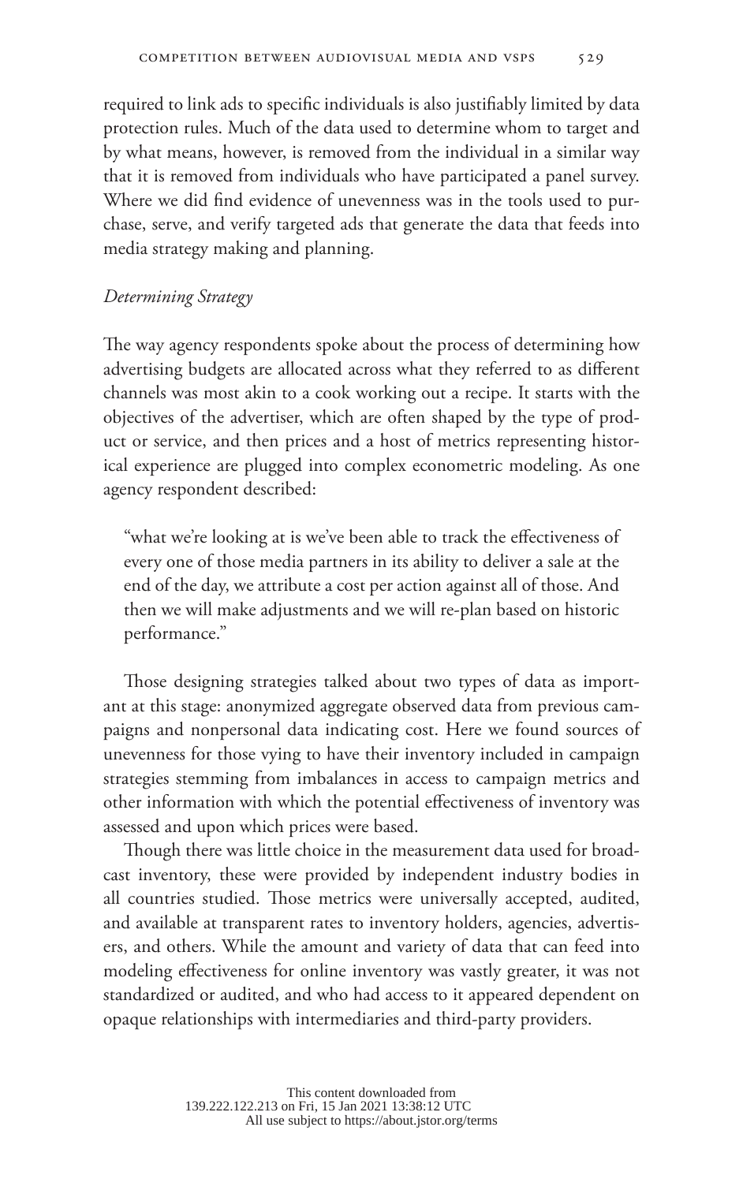required to link ads to specific individuals is also justifiably limited by data protection rules. Much of the data used to determine whom to target and by what means, however, is removed from the individual in a similar way that it is removed from individuals who have participated a panel survey. Where we did find evidence of unevenness was in the tools used to purchase, serve, and verify targeted ads that generate the data that feeds into media strategy making and planning.

*Determining Strategy*

The way agency respondents spoke about the process of determining how advertising budgets are allocated across what they referred to as different channels was most akin to a cook working out a recipe. It starts with the objectives of the advertiser, which are often shaped by the type of product or service, and then prices and a host of metrics representing historical experience are plugged into complex econometric modeling. As one agency respondent described:

> "what we're looking at is we've been able to track the effectiveness of every one of those media partners in its ability to deliver a sale at the end of the day, we attribute a cost per action against all of those. And then we will make adjustments and we will re-plan based on historic performance."

Those designing strategies talked about two types of data as important at this stage: anonymized aggregate observed data from previous campaigns and nonpersonal data indicating cost. Here we found sources of unevenness for those vying to have their inventory included in campaign strategies stemming from imbalances in access to campaign metrics and other information with which the potential effectiveness of inventory was assessed and upon which prices were based.

Though there was little choice in the measurement data used for broadcast inventory, these were provided by independent industry bodies in all countries studied. Those metrics were universally accepted, audited, and available at transparent rates to inventory holders, agencies, advertisers, and others. While the amount and variety of data that can feed into modeling effectiveness for online inventory was vastly greater, it was not standardized or audited, and who had access to it appeared dependent on opaque relationships with intermediaries and third-party providers.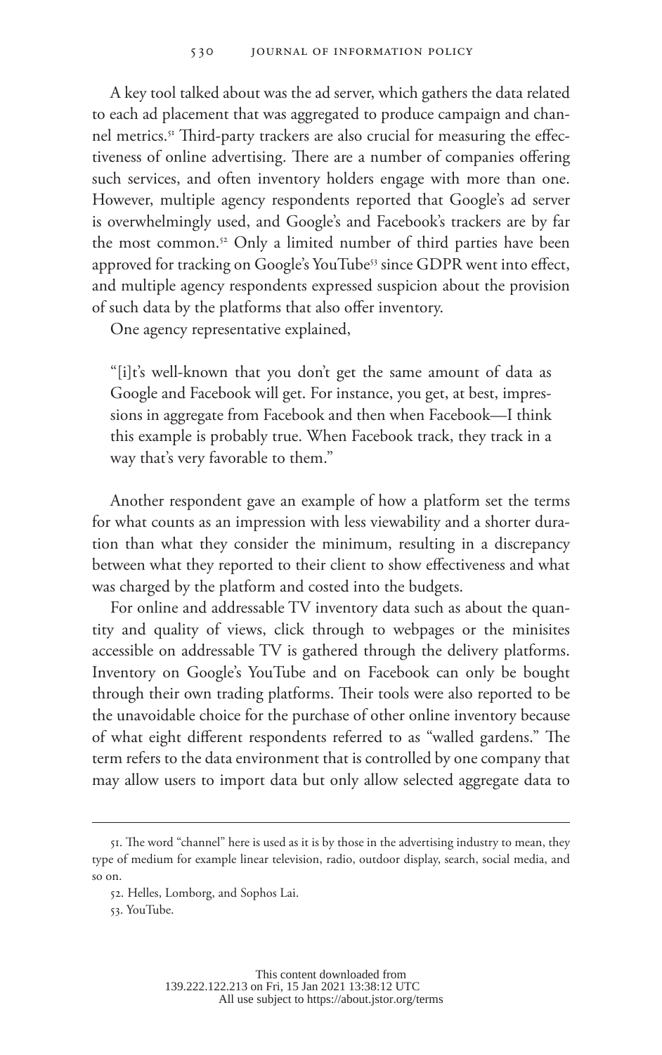A key tool talked about was the ad server, which gathers the data related to each ad placement that was aggregated to produce campaign and channel metrics.[51] Third-party trackers are also crucial for measuring the effectiveness of online advertising. There are a number of companies offering such services, and often inventory holders engage with more than one. However, multiple agency respondents reported that Google's ad server is overwhelmingly used, and Google's and Facebook's trackers are by far the most common.[52] Only a limited number of third parties have been approved for tracking on Google's YouTube[53] since GDPR went into effect, and multiple agency respondents expressed suspicion about the provision of such data by the platforms that also offer inventory.

One agency representative explained,

> "[i]t's well-known that you don't get the same amount of data as Google and Facebook will get. For instance, you get, at best, impressions in aggregate from Facebook and then when Facebook—I think this example is probably true. When Facebook track, they track in a way that's very favorable to them."

Another respondent gave an example of how a platform set the terms for what counts as an impression with less viewability and a shorter duration than what they consider the minimum, resulting in a discrepancy between what they reported to their client to show effectiveness and what was charged by the platform and costed into the budgets.

For online and addressable TV inventory data such as about the quantity and quality of views, click through to webpages or the minisites accessible on addressable TV is gathered through the delivery platforms. Inventory on Google's YouTube and on Facebook can only be bought through their own trading platforms. Their tools were also reported to be the unavoidable choice for the purchase of other online inventory because of what eight different respondents referred to as "walled gardens." The term refers to the data environment that is controlled by one company that may allow users to import data but only allow selected aggregate data to

---

51. The word "channel" here is used as it is by those in the advertising industry to mean, they type of medium for example linear television, radio, outdoor display, search, social media, and so on.

52. Helles, Lomborg, and Sophos Lai.

53. YouTube.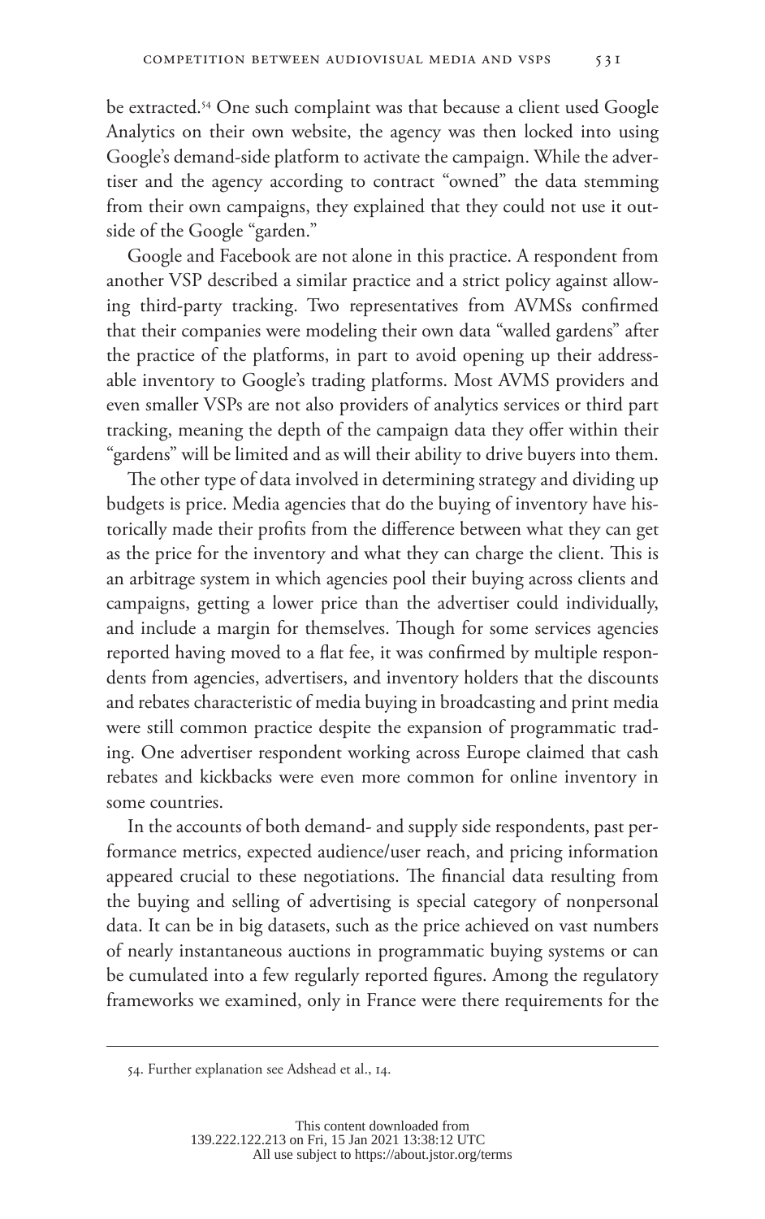be extracted.[54] One such complaint was that because a client used Google Analytics on their own website, the agency was then locked into using Google's demand-side platform to activate the campaign. While the advertiser and the agency according to contract "owned" the data stemming from their own campaigns, they explained that they could not use it outside of the Google "garden."

Google and Facebook are not alone in this practice. A respondent from another VSP described a similar practice and a strict policy against allowing third-party tracking. Two representatives from AVMSs confirmed that their companies were modeling their own data "walled gardens" after the practice of the platforms, in part to avoid opening up their addressable inventory to Google's trading platforms. Most AVMS providers and even smaller VSPs are not also providers of analytics services or third part tracking, meaning the depth of the campaign data they offer within their "gardens" will be limited and as will their ability to drive buyers into them.

The other type of data involved in determining strategy and dividing up budgets is price. Media agencies that do the buying of inventory have historically made their profits from the difference between what they can get as the price for the inventory and what they can charge the client. This is an arbitrage system in which agencies pool their buying across clients and campaigns, getting a lower price than the advertiser could individually, and include a margin for themselves. Though for some services agencies reported having moved to a flat fee, it was confirmed by multiple respondents from agencies, advertisers, and inventory holders that the discounts and rebates characteristic of media buying in broadcasting and print media were still common practice despite the expansion of programmatic trading. One advertiser respondent working across Europe claimed that cash rebates and kickbacks were even more common for online inventory in some countries.

In the accounts of both demand- and supply side respondents, past performance metrics, expected audience/user reach, and pricing information appeared crucial to these negotiations. The financial data resulting from the buying and selling of advertising is special category of nonpersonal data. It can be in big datasets, such as the price achieved on vast numbers of nearly instantaneous auctions in programmatic buying systems or can be cumulated into a few regularly reported figures. Among the regulatory frameworks we examined, only in France were there requirements for the

54. Further explanation see Adshead et al., 14.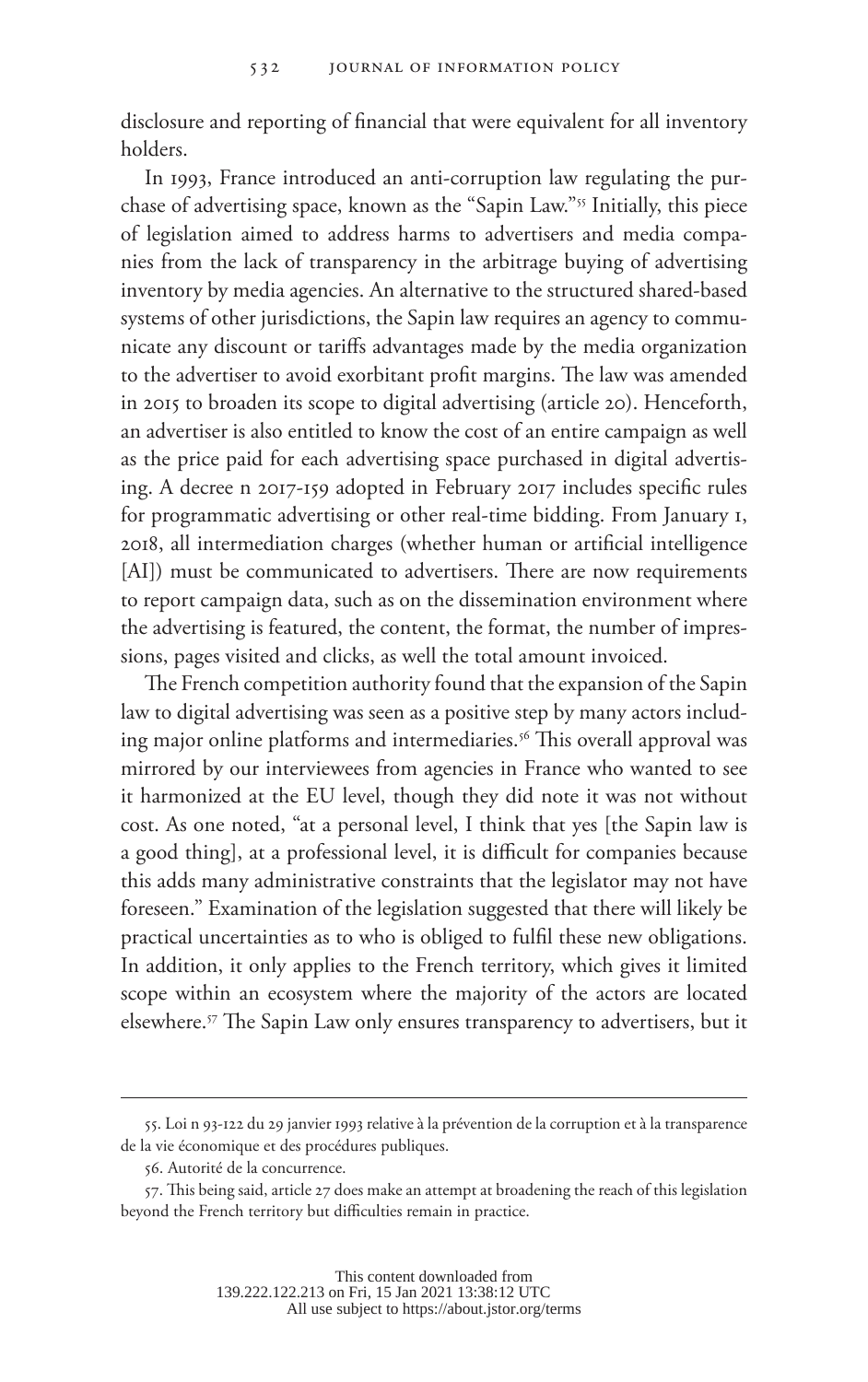disclosure and reporting of financial that were equivalent for all inventory holders.

In 1993, France introduced an anti-corruption law regulating the purchase of advertising space, known as the "Sapin Law."[55] Initially, this piece of legislation aimed to address harms to advertisers and media companies from the lack of transparency in the arbitrage buying of advertising inventory by media agencies. An alternative to the structured shared-based systems of other jurisdictions, the Sapin law requires an agency to communicate any discount or tariffs advantages made by the media organization to the advertiser to avoid exorbitant profit margins. The law was amended in 2015 to broaden its scope to digital advertising (article 20). Henceforth, an advertiser is also entitled to know the cost of an entire campaign as well as the price paid for each advertising space purchased in digital advertising. A decree n 2017-159 adopted in February 2017 includes specific rules for programmatic advertising or other real-time bidding. From January 1, 2018, all intermediation charges (whether human or artificial intelligence [AI]) must be communicated to advertisers. There are now requirements to report campaign data, such as on the dissemination environment where the advertising is featured, the content, the format, the number of impressions, pages visited and clicks, as well the total amount invoiced.

The French competition authority found that the expansion of the Sapin law to digital advertising was seen as a positive step by many actors including major online platforms and intermediaries.[56] This overall approval was mirrored by our interviewees from agencies in France who wanted to see it harmonized at the EU level, though they did note it was not without cost. As one noted, "at a personal level, I think that yes [the Sapin law is a good thing], at a professional level, it is difficult for companies because this adds many administrative constraints that the legislator may not have foreseen." Examination of the legislation suggested that there will likely be practical uncertainties as to who is obliged to fulfil these new obligations. In addition, it only applies to the French territory, which gives it limited scope within an ecosystem where the majority of the actors are located elsewhere.[57] The Sapin Law only ensures transparency to advertisers, but it

---

55. Loi n 93-122 du 29 janvier 1993 relative à la prévention de la corruption et à la transparence de la vie économique et des procédures publiques.

56. Autorité de la concurrence.

57. This being said, article 27 does make an attempt at broadening the reach of this legislation beyond the French territory but difficulties remain in practice.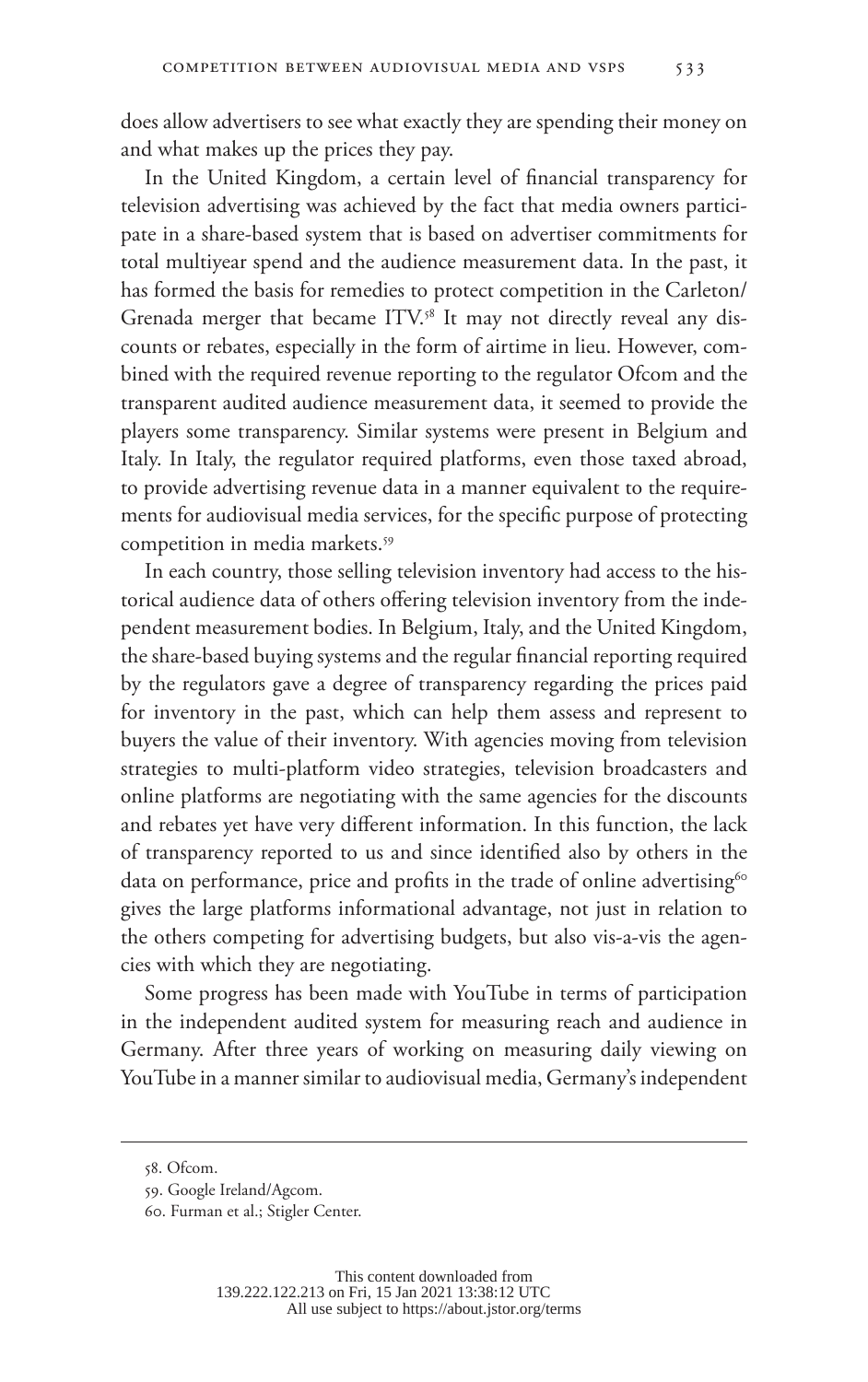does allow advertisers to see what exactly they are spending their money on and what makes up the prices they pay.

In the United Kingdom, a certain level of financial transparency for television advertising was achieved by the fact that media owners participate in a share-based system that is based on advertiser commitments for total multiyear spend and the audience measurement data. In the past, it has formed the basis for remedies to protect competition in the Carleton/Grenada merger that became ITV.[58] It may not directly reveal any discounts or rebates, especially in the form of airtime in lieu. However, combined with the required revenue reporting to the regulator Ofcom and the transparent audited audience measurement data, it seemed to provide the players some transparency. Similar systems were present in Belgium and Italy. In Italy, the regulator required platforms, even those taxed abroad, to provide advertising revenue data in a manner equivalent to the requirements for audiovisual media services, for the specific purpose of protecting competition in media markets.[59]

In each country, those selling television inventory had access to the historical audience data of others offering television inventory from the independent measurement bodies. In Belgium, Italy, and the United Kingdom, the share-based buying systems and the regular financial reporting required by the regulators gave a degree of transparency regarding the prices paid for inventory in the past, which can help them assess and represent to buyers the value of their inventory. With agencies moving from television strategies to multi-platform video strategies, television broadcasters and online platforms are negotiating with the same agencies for the discounts and rebates yet have very different information. In this function, the lack of transparency reported to us and since identified also by others in the data on performance, price and profits in the trade of online advertising[60] gives the large platforms informational advantage, not just in relation to the others competing for advertising budgets, but also vis-a-vis the agencies with which they are negotiating.

Some progress has been made with YouTube in terms of participation in the independent audited system for measuring reach and audience in Germany. After three years of working on measuring daily viewing on YouTube in a manner similar to audiovisual media, Germany's independent

58. Ofcom.

59. Google Ireland/Agcom.

60. Furman et al.; Stigler Center.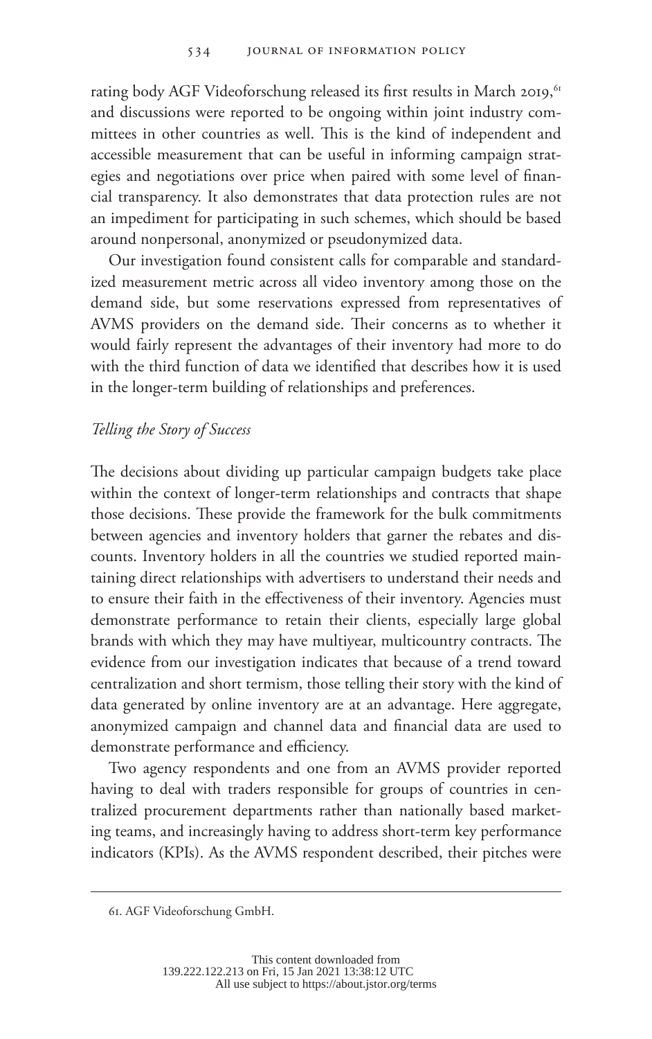rating body AGF Videoforschung released its first results in March 2019,[61] and discussions were reported to be ongoing within joint industry committees in other countries as well. This is the kind of independent and accessible measurement that can be useful in informing campaign strategies and negotiations over price when paired with some level of financial transparency. It also demonstrates that data protection rules are not an impediment for participating in such schemes, which should be based around nonpersonal, anonymized or pseudonymized data.

Our investigation found consistent calls for comparable and standardized measurement metric across all video inventory among those on the demand side, but some reservations expressed from representatives of AVMS providers on the demand side. Their concerns as to whether it would fairly represent the advantages of their inventory had more to do with the third function of data we identified that describes how it is used in the longer-term building of relationships and preferences.

### *Telling the Story of Success*

The decisions about dividing up particular campaign budgets take place within the context of longer-term relationships and contracts that shape those decisions. These provide the framework for the bulk commitments between agencies and inventory holders that garner the rebates and discounts. Inventory holders in all the countries we studied reported maintaining direct relationships with advertisers to understand their needs and to ensure their faith in the effectiveness of their inventory. Agencies must demonstrate performance to retain their clients, especially large global brands with which they may have multiyear, multicountry contracts. The evidence from our investigation indicates that because of a trend toward centralization and short termism, those telling their story with the kind of data generated by online inventory are at an advantage. Here aggregate, anonymized campaign and channel data and financial data are used to demonstrate performance and efficiency.

Two agency respondents and one from an AVMS provider reported having to deal with traders responsible for groups of countries in centralized procurement departments rather than nationally based marketing teams, and increasingly having to address short-term key performance indicators (KPIs). As the AVMS respondent described, their pitches were

61. AGF Videoforschung GmbH.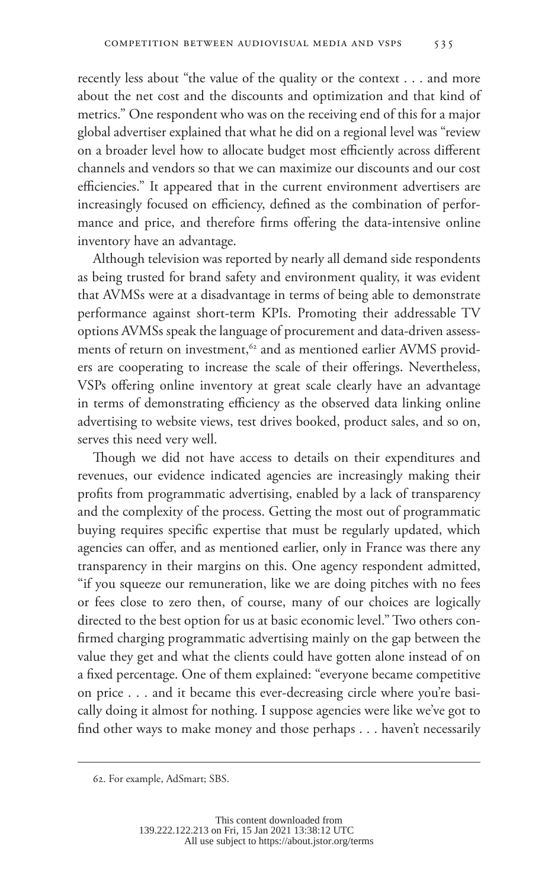recently less about "the value of the quality or the context . . . and more about the net cost and the discounts and optimization and that kind of metrics." One respondent who was on the receiving end of this for a major global advertiser explained that what he did on a regional level was "review on a broader level how to allocate budget most efficiently across different channels and vendors so that we can maximize our discounts and our cost efficiencies." It appeared that in the current environment advertisers are increasingly focused on efficiency, defined as the combination of performance and price, and therefore firms offering the data-intensive online inventory have an advantage.

Although television was reported by nearly all demand side respondents as being trusted for brand safety and environment quality, it was evident that AVMSs were at a disadvantage in terms of being able to demonstrate performance against short-term KPIs. Promoting their addressable TV options AVMSs speak the language of procurement and data-driven assessments of return on investment,[62] and as mentioned earlier AVMS providers are cooperating to increase the scale of their offerings. Nevertheless, VSPs offering online inventory at great scale clearly have an advantage in terms of demonstrating efficiency as the observed data linking online advertising to website views, test drives booked, product sales, and so on, serves this need very well.

Though we did not have access to details on their expenditures and revenues, our evidence indicated agencies are increasingly making their profits from programmatic advertising, enabled by a lack of transparency and the complexity of the process. Getting the most out of programmatic buying requires specific expertise that must be regularly updated, which agencies can offer, and as mentioned earlier, only in France was there any transparency in their margins on this. One agency respondent admitted, "if you squeeze our remuneration, like we are doing pitches with no fees or fees close to zero then, of course, many of our choices are logically directed to the best option for us at basic economic level." Two others confirmed charging programmatic advertising mainly on the gap between the value they get and what the clients could have gotten alone instead of on a fixed percentage. One of them explained: "everyone became competitive on price . . . and it became this ever-decreasing circle where you're basically doing it almost for nothing. I suppose agencies were like we've got to find other ways to make money and those perhaps . . . haven't necessarily

62. For example, AdSmart; SBS.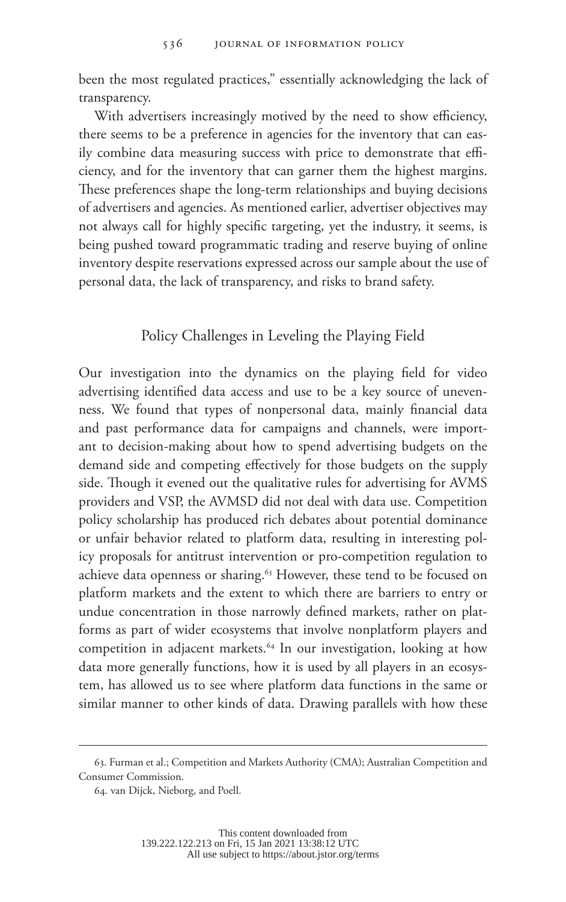been the most regulated practices," essentially acknowledging the lack of transparency.

With advertisers increasingly motived by the need to show efficiency, there seems to be a preference in agencies for the inventory that can easily combine data measuring success with price to demonstrate that efficiency, and for the inventory that can garner them the highest margins. These preferences shape the long-term relationships and buying decisions of advertisers and agencies. As mentioned earlier, advertiser objectives may not always call for highly specific targeting, yet the industry, it seems, is being pushed toward programmatic trading and reserve buying of online inventory despite reservations expressed across our sample about the use of personal data, the lack of transparency, and risks to brand safety.

## Policy Challenges in Leveling the Playing Field

Our investigation into the dynamics on the playing field for video advertising identified data access and use to be a key source of unevenness. We found that types of nonpersonal data, mainly financial data and past performance data for campaigns and channels, were important to decision-making about how to spend advertising budgets on the demand side and competing effectively for those budgets on the supply side. Though it evened out the qualitative rules for advertising for AVMS providers and VSP, the AVMSD did not deal with data use. Competition policy scholarship has produced rich debates about potential dominance or unfair behavior related to platform data, resulting in interesting policy proposals for antitrust intervention or pro-competition regulation to achieve data openness or sharing.[63] However, these tend to be focused on platform markets and the extent to which there are barriers to entry or undue concentration in those narrowly defined markets, rather on platforms as part of wider ecosystems that involve nonplatform players and competition in adjacent markets.[64] In our investigation, looking at how data more generally functions, how it is used by all players in an ecosystem, has allowed us to see where platform data functions in the same or similar manner to other kinds of data. Drawing parallels with how these

63. Furman et al.; Competition and Markets Authority (CMA); Australian Competition and Consumer Commission.

64. van Dijck, Nieborg, and Poell.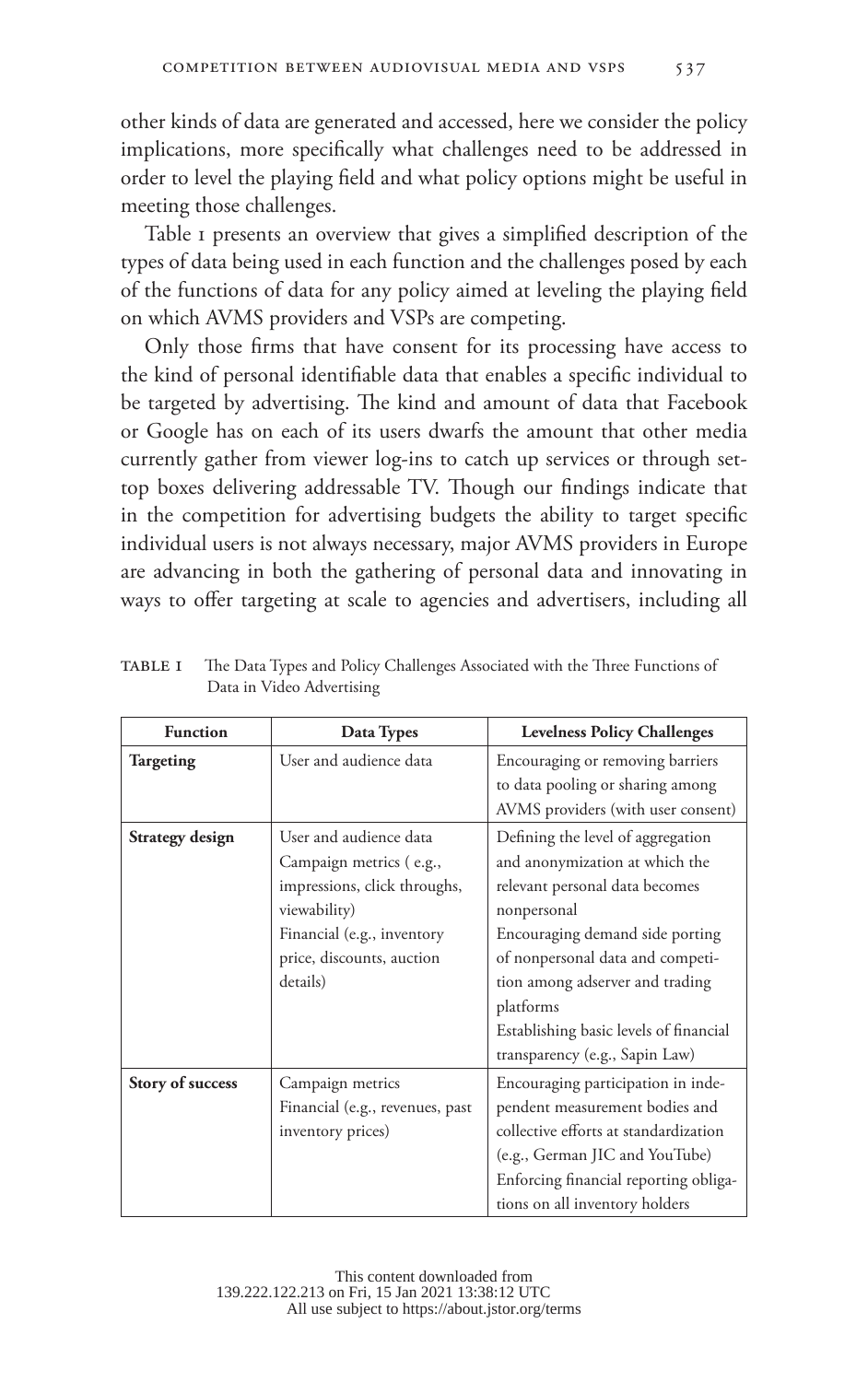other kinds of data are generated and accessed, here we consider the policy implications, more specifically what challenges need to be addressed in order to level the playing field and what policy options might be useful in meeting those challenges.

Table 1 presents an overview that gives a simplified description of the types of data being used in each function and the challenges posed by each of the functions of data for any policy aimed at leveling the playing field on which AVMS providers and VSPs are competing.

Only those firms that have consent for its processing have access to the kind of personal identifiable data that enables a specific individual to be targeted by advertising. The kind and amount of data that Facebook or Google has on each of its users dwarfs the amount that other media currently gather from viewer log-ins to catch up services or through set-top boxes delivering addressable TV. Though our findings indicate that in the competition for advertising budgets the ability to target specific individual users is not always necessary, major AVMS providers in Europe are advancing in both the gathering of personal data and innovating in ways to offer targeting at scale to agencies and advertisers, including all

TABLE 1 The Data Types and Policy Challenges Associated with the Three Functions of Data in Video Advertising

| Function | Data Types | Levelness Policy Challenges |
| --- | --- | --- |
| **Targeting** | User and audience data | Encouraging or removing barriers to data pooling or sharing among AVMS providers (with user consent) |
| **Strategy design** | User and audience data<br>Campaign metrics ( e.g., impressions, click throughs, viewability)<br>Financial (e.g., inventory price, discounts, auction details) | Defining the level of aggregation and anonymization at which the relevant personal data becomes nonpersonal<br>Encouraging demand side porting of nonpersonal data and competition among adserver and trading platforms<br>Establishing basic levels of financial transparency (e.g., Sapin Law) |
| **Story of success** | Campaign metrics<br>Financial (e.g., revenues, past inventory prices) | Encouraging participation in independent measurement bodies and collective efforts at standardization (e.g., German JIC and YouTube)<br>Enforcing financial reporting obligations on all inventory holders |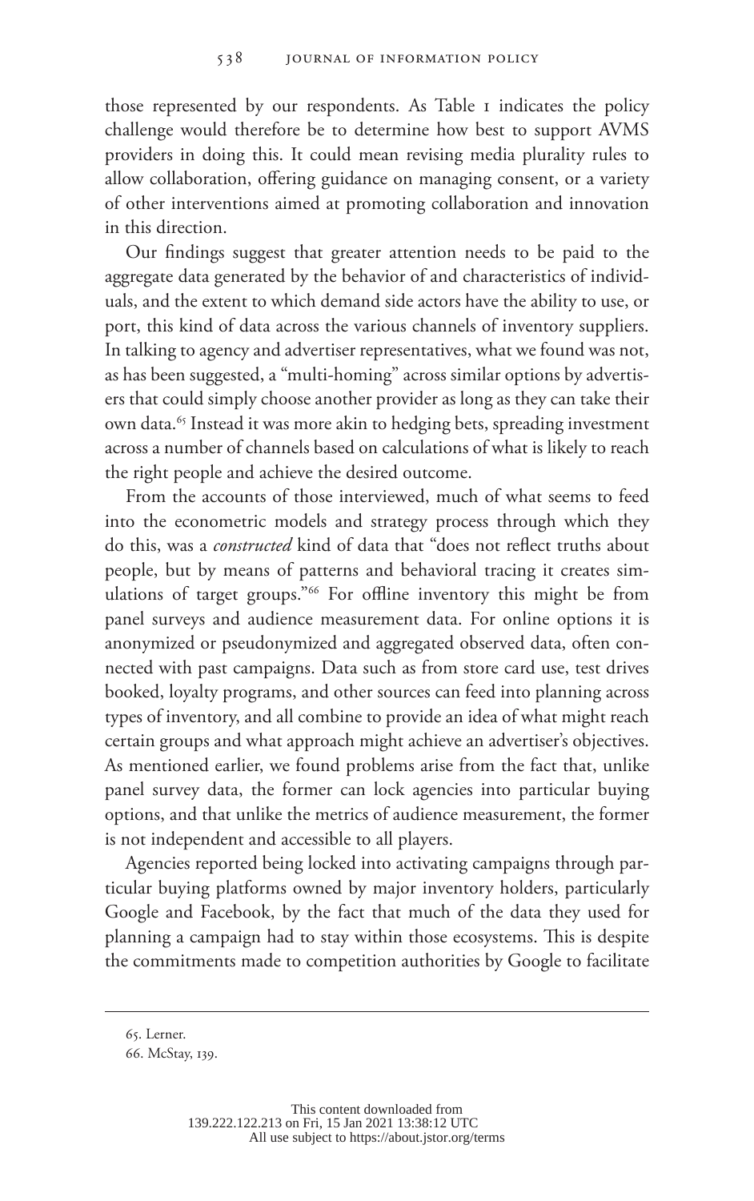those represented by our respondents. As Table 1 indicates the policy challenge would therefore be to determine how best to support AVMS providers in doing this. It could mean revising media plurality rules to allow collaboration, offering guidance on managing consent, or a variety of other interventions aimed at promoting collaboration and innovation in this direction.

Our findings suggest that greater attention needs to be paid to the aggregate data generated by the behavior of and characteristics of individuals, and the extent to which demand side actors have the ability to use, or port, this kind of data across the various channels of inventory suppliers. In talking to agency and advertiser representatives, what we found was not, as has been suggested, a "multi-homing" across similar options by advertisers that could simply choose another provider as long as they can take their own data.[65] Instead it was more akin to hedging bets, spreading investment across a number of channels based on calculations of what is likely to reach the right people and achieve the desired outcome.

From the accounts of those interviewed, much of what seems to feed into the econometric models and strategy process through which they do this, was a *constructed* kind of data that "does not reflect truths about people, but by means of patterns and behavioral tracing it creates simulations of target groups."[66] For offline inventory this might be from panel surveys and audience measurement data. For online options it is anonymized or pseudonymized and aggregated observed data, often connected with past campaigns. Data such as from store card use, test drives booked, loyalty programs, and other sources can feed into planning across types of inventory, and all combine to provide an idea of what might reach certain groups and what approach might achieve an advertiser's objectives. As mentioned earlier, we found problems arise from the fact that, unlike panel survey data, the former can lock agencies into particular buying options, and that unlike the metrics of audience measurement, the former is not independent and accessible to all players.

Agencies reported being locked into activating campaigns through particular buying platforms owned by major inventory holders, particularly Google and Facebook, by the fact that much of the data they used for planning a campaign had to stay within those ecosystems. This is despite the commitments made to competition authorities by Google to facilitate

65. Lerner.

66. McStay, 139.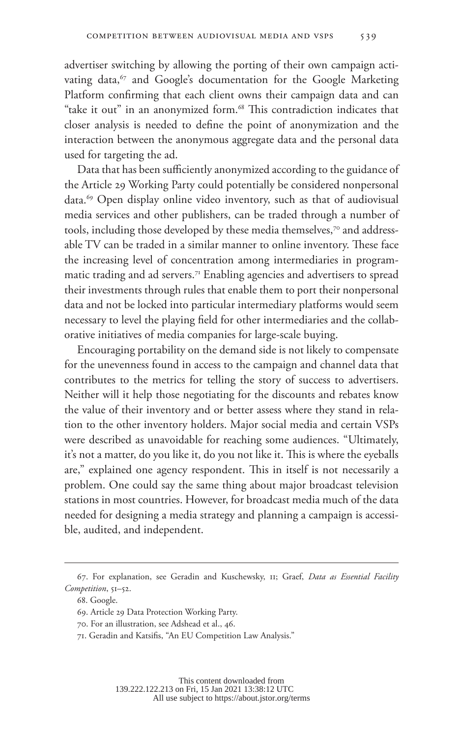advertiser switching by allowing the porting of their own campaign activating data,[67] and Google's documentation for the Google Marketing Platform confirming that each client owns their campaign data and can "take it out" in an anonymized form.[68] This contradiction indicates that closer analysis is needed to define the point of anonymization and the interaction between the anonymous aggregate data and the personal data used for targeting the ad.

Data that has been sufficiently anonymized according to the guidance of the Article 29 Working Party could potentially be considered nonpersonal data.[69] Open display online video inventory, such as that of audiovisual media services and other publishers, can be traded through a number of tools, including those developed by these media themselves,[70] and addressable TV can be traded in a similar manner to online inventory. These face the increasing level of concentration among intermediaries in programmatic trading and ad servers.[71] Enabling agencies and advertisers to spread their investments through rules that enable them to port their nonpersonal data and not be locked into particular intermediary platforms would seem necessary to level the playing field for other intermediaries and the collaborative initiatives of media companies for large-scale buying.

Encouraging portability on the demand side is not likely to compensate for the unevenness found in access to the campaign and channel data that contributes to the metrics for telling the story of success to advertisers. Neither will it help those negotiating for the discounts and rebates know the value of their inventory and or better assess where they stand in relation to the other inventory holders. Major social media and certain VSPs were described as unavoidable for reaching some audiences. "Ultimately, it's not a matter, do you like it, do you not like it. This is where the eyeballs are," explained one agency respondent. This in itself is not necessarily a problem. One could say the same thing about major broadcast television stations in most countries. However, for broadcast media much of the data needed for designing a media strategy and planning a campaign is accessible, audited, and independent.

---

67. For explanation, see Geradin and Kuschewsky, 11; Graef, *Data as Essential Facility Competition*, 51–52.

68. Google.

69. Article 29 Data Protection Working Party.

70. For an illustration, see Adshead et al., 46.

71. Geradin and Katsifis, "An EU Competition Law Analysis."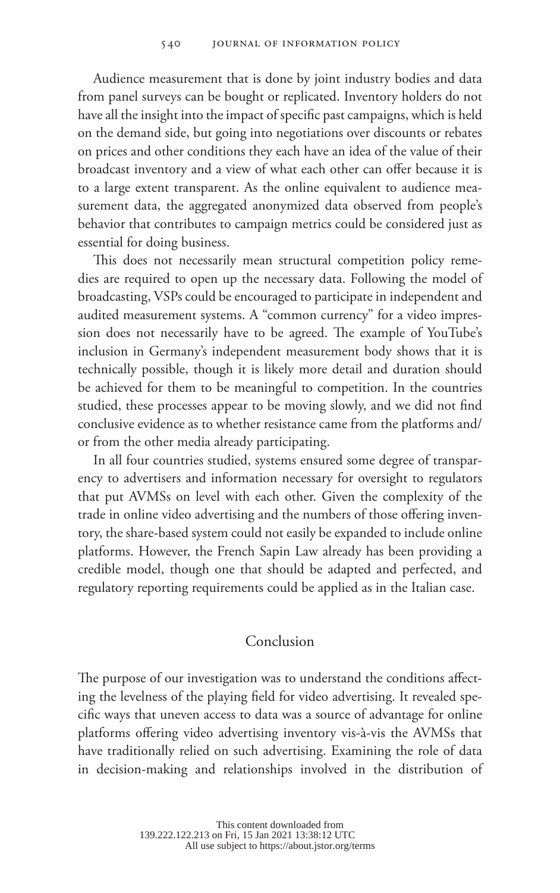Audience measurement that is done by joint industry bodies and data from panel surveys can be bought or replicated. Inventory holders do not have all the insight into the impact of specific past campaigns, which is held on the demand side, but going into negotiations over discounts or rebates on prices and other conditions they each have an idea of the value of their broadcast inventory and a view of what each other can offer because it is to a large extent transparent. As the online equivalent to audience measurement data, the aggregated anonymized data observed from people's behavior that contributes to campaign metrics could be considered just as essential for doing business.

This does not necessarily mean structural competition policy remedies are required to open up the necessary data. Following the model of broadcasting, VSPs could be encouraged to participate in independent and audited measurement systems. A "common currency" for a video impression does not necessarily have to be agreed. The example of YouTube's inclusion in Germany's independent measurement body shows that it is technically possible, though it is likely more detail and duration should be achieved for them to be meaningful to competition. In the countries studied, these processes appear to be moving slowly, and we did not find conclusive evidence as to whether resistance came from the platforms and/or from the other media already participating.

In all four countries studied, systems ensured some degree of transparency to advertisers and information necessary for oversight to regulators that put AVMSs on level with each other. Given the complexity of the trade in online video advertising and the numbers of those offering inventory, the share-based system could not easily be expanded to include online platforms. However, the French Sapin Law already has been providing a credible model, though one that should be adapted and perfected, and regulatory reporting requirements could be applied as in the Italian case.

## Conclusion

The purpose of our investigation was to understand the conditions affecting the levelness of the playing field for video advertising. It revealed specific ways that uneven access to data was a source of advantage for online platforms offering video advertising inventory vis-à-vis the AVMSs that have traditionally relied on such advertising. Examining the role of data in decision-making and relationships involved in the distribution of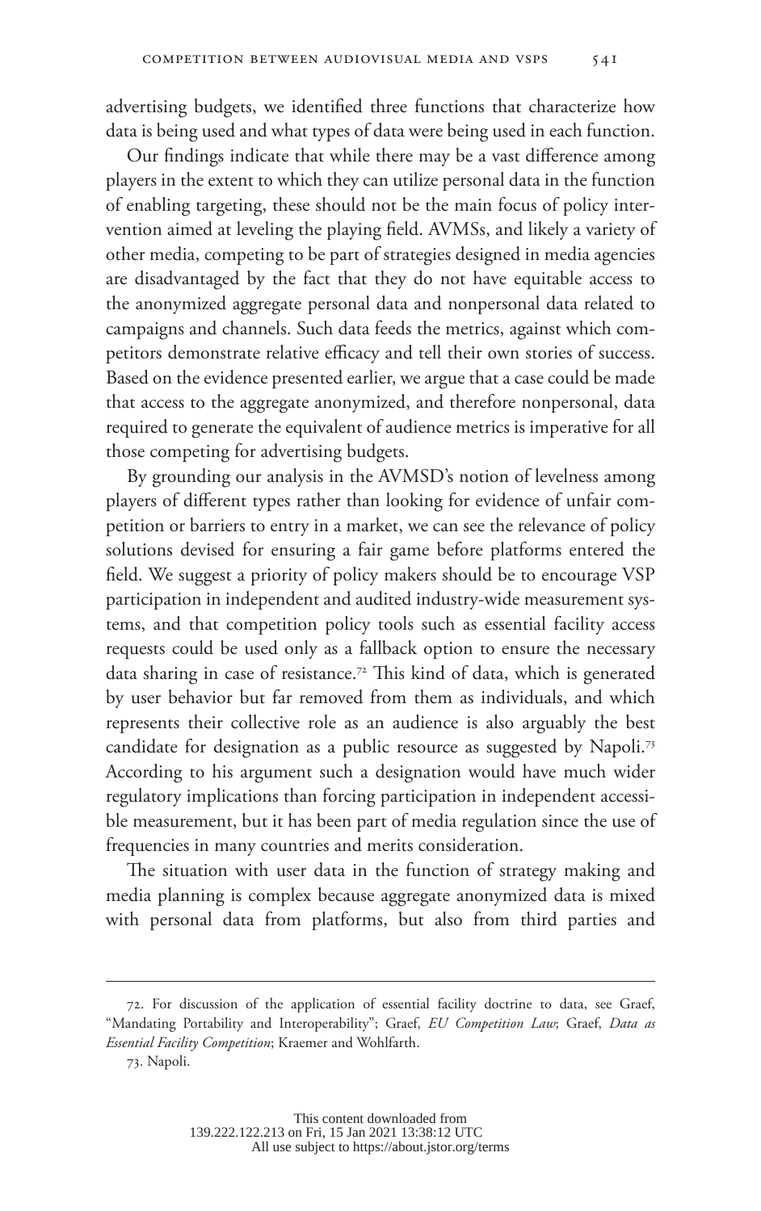advertising budgets, we identified three functions that characterize how data is being used and what types of data were being used in each function.

Our findings indicate that while there may be a vast difference among players in the extent to which they can utilize personal data in the function of enabling targeting, these should not be the main focus of policy intervention aimed at leveling the playing field. AVMSs, and likely a variety of other media, competing to be part of strategies designed in media agencies are disadvantaged by the fact that they do not have equitable access to the anonymized aggregate personal data and nonpersonal data related to campaigns and channels. Such data feeds the metrics, against which competitors demonstrate relative efficacy and tell their own stories of success. Based on the evidence presented earlier, we argue that a case could be made that access to the aggregate anonymized, and therefore nonpersonal, data required to generate the equivalent of audience metrics is imperative for all those competing for advertising budgets.

By grounding our analysis in the AVMSD's notion of levelness among players of different types rather than looking for evidence of unfair competition or barriers to entry in a market, we can see the relevance of policy solutions devised for ensuring a fair game before platforms entered the field. We suggest a priority of policy makers should be to encourage VSP participation in independent and audited industry-wide measurement systems, and that competition policy tools such as essential facility access requests could be used only as a fallback option to ensure the necessary data sharing in case of resistance.[72] This kind of data, which is generated by user behavior but far removed from them as individuals, and which represents their collective role as an audience is also arguably the best candidate for designation as a public resource as suggested by Napoli.[73] According to his argument such a designation would have much wider regulatory implications than forcing participation in independent accessible measurement, but it has been part of media regulation since the use of frequencies in many countries and merits consideration.

The situation with user data in the function of strategy making and media planning is complex because aggregate anonymized data is mixed with personal data from platforms, but also from third parties and

---

72. For discussion of the application of essential facility doctrine to data, see Graef, "Mandating Portability and Interoperability"; Graef, *EU Competition Law*; Graef, *Data as Essential Facility Competition*; Kraemer and Wohlfarth.

73. Napoli.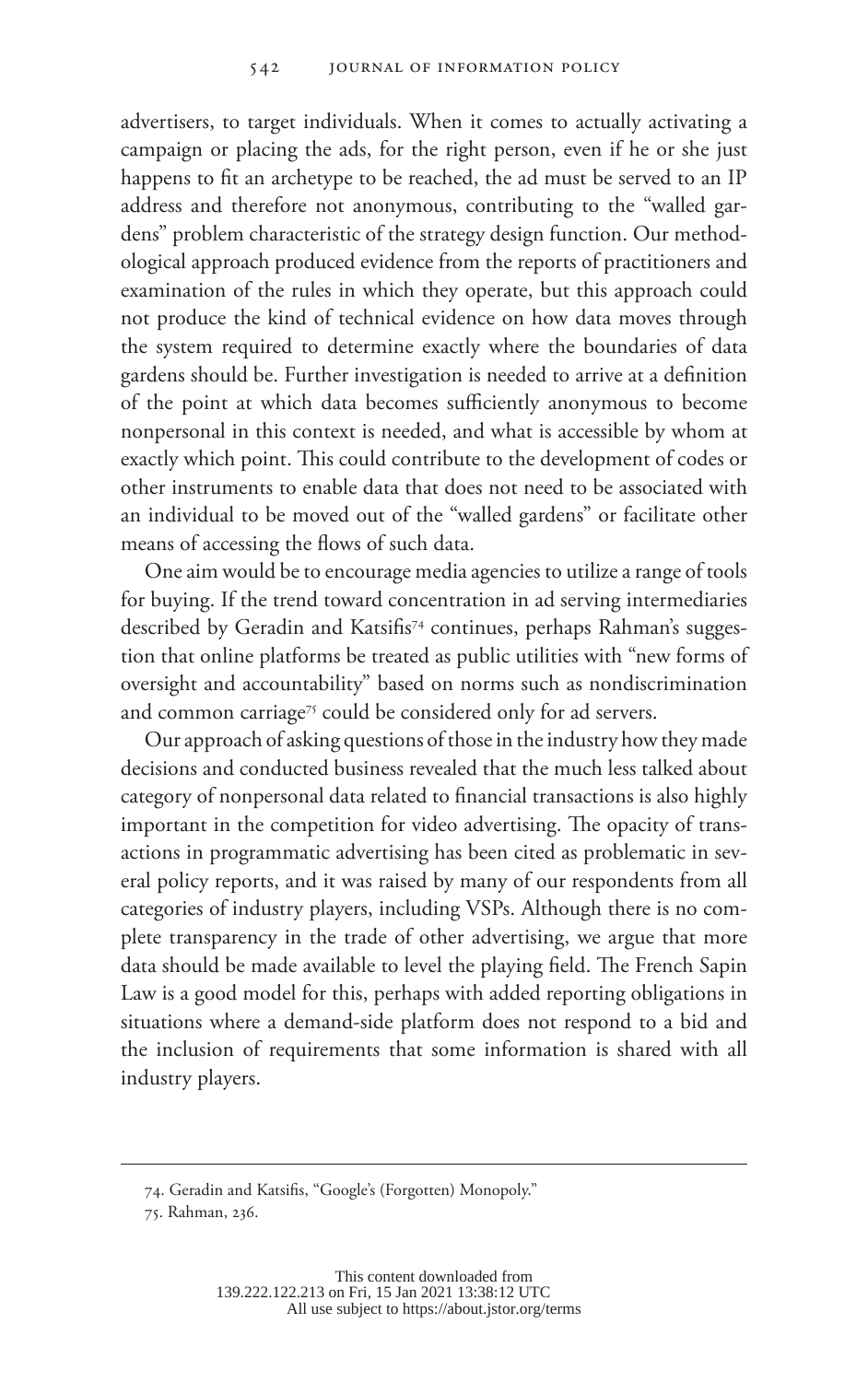advertisers, to target individuals. When it comes to actually activating a campaign or placing the ads, for the right person, even if he or she just happens to fit an archetype to be reached, the ad must be served to an IP address and therefore not anonymous, contributing to the "walled gardens" problem characteristic of the strategy design function. Our methodological approach produced evidence from the reports of practitioners and examination of the rules in which they operate, but this approach could not produce the kind of technical evidence on how data moves through the system required to determine exactly where the boundaries of data gardens should be. Further investigation is needed to arrive at a definition of the point at which data becomes sufficiently anonymous to become nonpersonal in this context is needed, and what is accessible by whom at exactly which point. This could contribute to the development of codes or other instruments to enable data that does not need to be associated with an individual to be moved out of the "walled gardens" or facilitate other means of accessing the flows of such data.

One aim would be to encourage media agencies to utilize a range of tools for buying. If the trend toward concentration in ad serving intermediaries described by Geradin and Katsifis[74] continues, perhaps Rahman's suggestion that online platforms be treated as public utilities with "new forms of oversight and accountability" based on norms such as nondiscrimination and common carriage[75] could be considered only for ad servers.

Our approach of asking questions of those in the industry how they made decisions and conducted business revealed that the much less talked about category of nonpersonal data related to financial transactions is also highly important in the competition for video advertising. The opacity of transactions in programmatic advertising has been cited as problematic in several policy reports, and it was raised by many of our respondents from all categories of industry players, including VSPs. Although there is no complete transparency in the trade of other advertising, we argue that more data should be made available to level the playing field. The French Sapin Law is a good model for this, perhaps with added reporting obligations in situations where a demand-side platform does not respond to a bid and the inclusion of requirements that some information is shared with all industry players.

---

74. Geradin and Katsifis, "Google's (Forgotten) Monopoly."

75. Rahman, 236.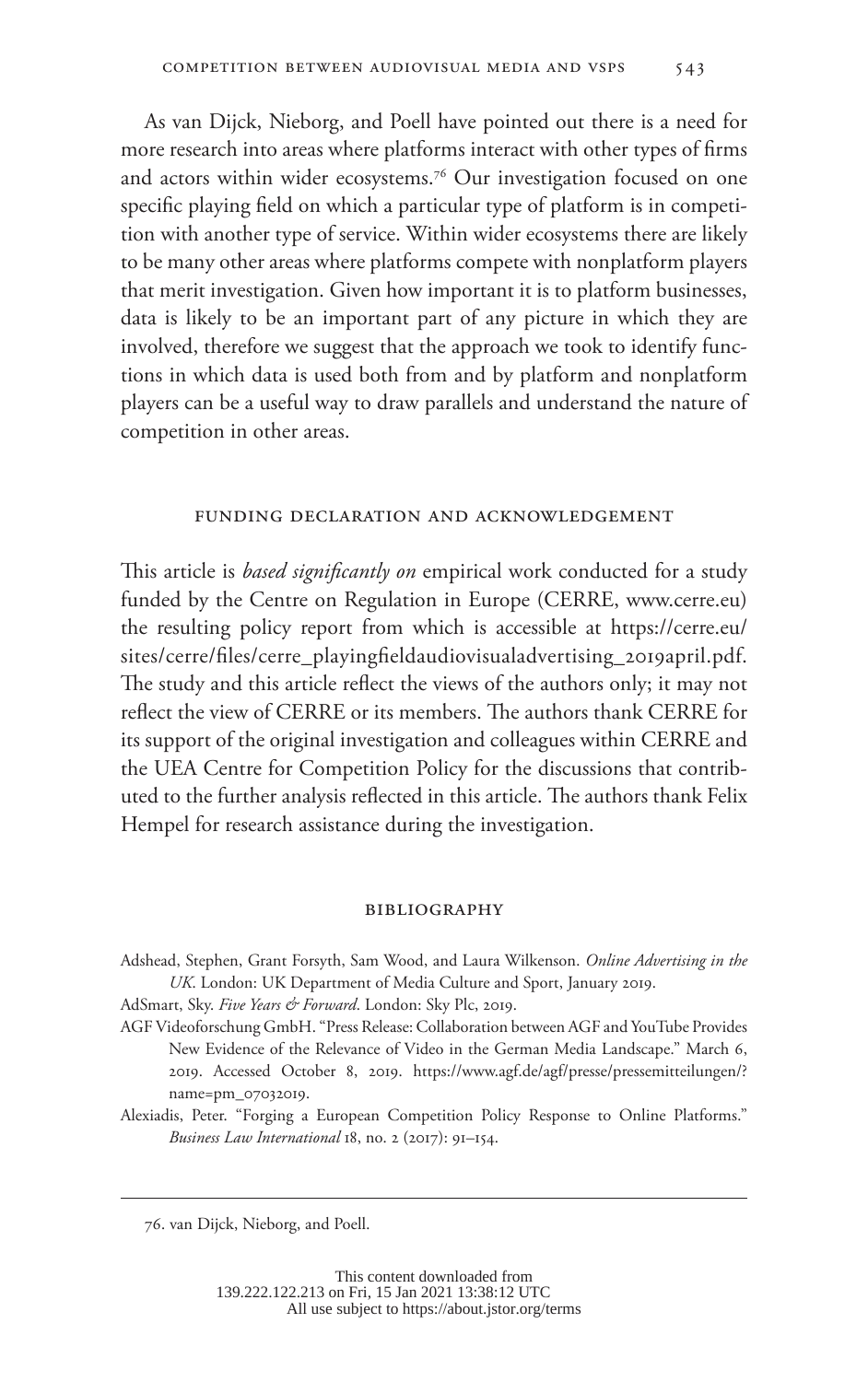As van Dijck, Nieborg, and Poell have pointed out there is a need for more research into areas where platforms interact with other types of firms and actors within wider ecosystems.[76] Our investigation focused on one specific playing field on which a particular type of platform is in competition with another type of service. Within wider ecosystems there are likely to be many other areas where platforms compete with nonplatform players that merit investigation. Given how important it is to platform businesses, data is likely to be an important part of any picture in which they are involved, therefore we suggest that the approach we took to identify functions in which data is used both from and by platform and nonplatform players can be a useful way to draw parallels and understand the nature of competition in other areas.

## FUNDING DECLARATION AND ACKNOWLEDGEMENT

This article is *based significantly on* empirical work conducted for a study funded by the Centre on Regulation in Europe (CERRE, www.cerre.eu) the resulting policy report from which is accessible at https://cerre.eu/sites/cerre/files/cerre_playingfieldaudiovisualadvertising_2019april.pdf. The study and this article reflect the views of the authors only; it may not reflect the view of CERRE or its members. The authors thank CERRE for its support of the original investigation and colleagues within CERRE and the UEA Centre for Competition Policy for the discussions that contributed to the further analysis reflected in this article. The authors thank Felix Hempel for research assistance during the investigation.

## BIBLIOGRAPHY

Adshead, Stephen, Grant Forsyth, Sam Wood, and Laura Wilkenson. *Online Advertising in the UK*. London: UK Department of Media Culture and Sport, January 2019.

AdSmart, Sky. *Five Years & Forward*. London: Sky Plc, 2019.

AGF Videoforschung GmbH. "Press Release: Collaboration between AGF and YouTube Provides New Evidence of the Relevance of Video in the German Media Landscape." March 6, 2019. Accessed October 8, 2019. https://www.agf.de/agf/presse/pressemitteilungen/?name=pm_07032019.

Alexiadis, Peter. "Forging a European Competition Policy Response to Online Platforms." *Business Law International* 18, no. 2 (2017): 91–154.

76. van Dijck, Nieborg, and Poell.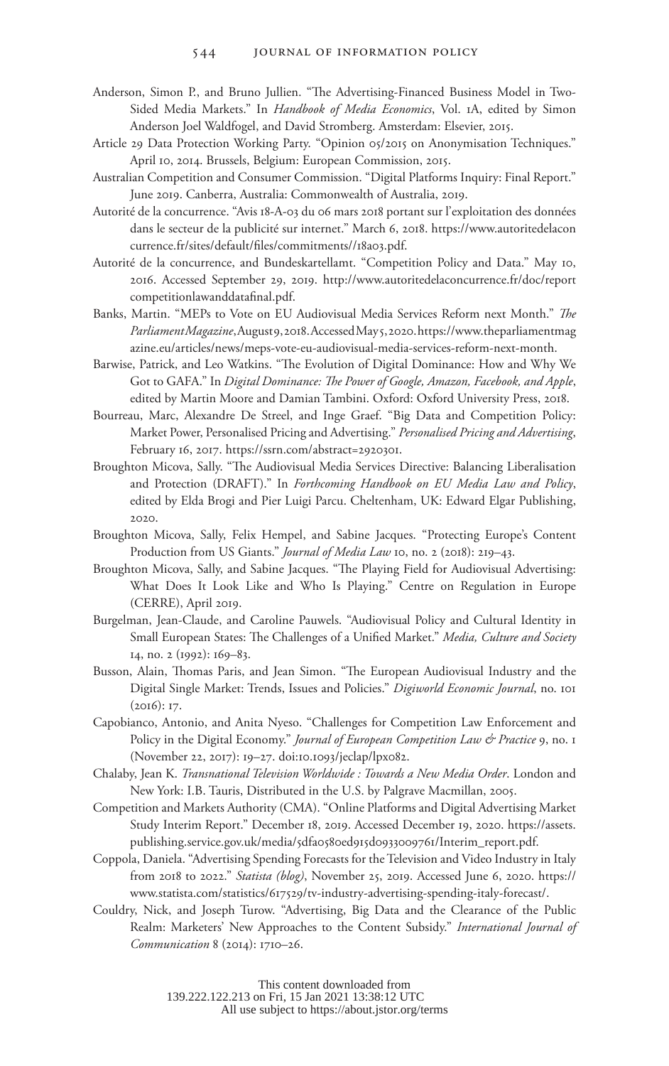Anderson, Simon P., and Bruno Jullien. "The Advertising-Financed Business Model in Two-Sided Media Markets." In *Handbook of Media Economics*, Vol. 1A, edited by Simon Anderson Joel Waldfogel, and David Stromberg. Amsterdam: Elsevier, 2015.

Article 29 Data Protection Working Party. "Opinion 05/2015 on Anonymisation Techniques." April 10, 2014. Brussels, Belgium: European Commission, 2015.

Australian Competition and Consumer Commission. "Digital Platforms Inquiry: Final Report." June 2019. Canberra, Australia: Commonwealth of Australia, 2019.

Autorité de la concurrence. "Avis 18-A-03 du 06 mars 2018 portant sur l'exploitation des données dans le secteur de la publicité sur internet." March 6, 2018. https://www.autoritedelaconcurrence.fr/sites/default/files/commitments//18a03.pdf.

Autorité de la concurrence, and Bundeskartellamt. "Competition Policy and Data." May 10, 2016. Accessed September 29, 2019. http://www.autoritedelaconcurrence.fr/doc/reportcompetitionlawanddatafinal.pdf.

Banks, Martin. "MEPs to Vote on EU Audiovisual Media Services Reform next Month." *The Parliament Magazine*, August 9, 2018. Accessed May 5, 2020. https://www.theparliamentmagazine.eu/articles/news/meps-vote-eu-audiovisual-media-services-reform-next-month.

Barwise, Patrick, and Leo Watkins. "The Evolution of Digital Dominance: How and Why We Got to GAFA." In *Digital Dominance: The Power of Google, Amazon, Facebook, and Apple*, edited by Martin Moore and Damian Tambini. Oxford: Oxford University Press, 2018.

Bourreau, Marc, Alexandre De Streel, and Inge Graef. "Big Data and Competition Policy: Market Power, Personalised Pricing and Advertising." *Personalised Pricing and Advertising*, February 16, 2017. https://ssrn.com/abstract=2920301.

Broughton Micova, Sally. "The Audiovisual Media Services Directive: Balancing Liberalisation and Protection (DRAFT)." In *Forthcoming Handbook on EU Media Law and Policy*, edited by Elda Brogi and Pier Luigi Parcu. Cheltenham, UK: Edward Elgar Publishing, 2020.

Broughton Micova, Sally, Felix Hempel, and Sabine Jacques. "Protecting Europe's Content Production from US Giants." *Journal of Media Law* 10, no. 2 (2018): 219–43.

Broughton Micova, Sally, and Sabine Jacques. "The Playing Field for Audiovisual Advertising: What Does It Look Like and Who Is Playing." Centre on Regulation in Europe (CERRE), April 2019.

Burgelman, Jean-Claude, and Caroline Pauwels. "Audiovisual Policy and Cultural Identity in Small European States: The Challenges of a Unified Market." *Media, Culture and Society* 14, no. 2 (1992): 169–83.

Busson, Alain, Thomas Paris, and Jean Simon. "The European Audiovisual Industry and the Digital Single Market: Trends, Issues and Policies." *Digiworld Economic Journal*, no. 101 (2016): 17.

Capobianco, Antonio, and Anita Nyeso. "Challenges for Competition Law Enforcement and Policy in the Digital Economy." *Journal of European Competition Law & Practice* 9, no. 1 (November 22, 2017): 19–27. doi:10.1093/jeclap/lpx082.

Chalaby, Jean K. *Transnational Television Worldwide : Towards a New Media Order*. London and New York: I.B. Tauris, Distributed in the U.S. by Palgrave Macmillan, 2005.

Competition and Markets Authority (CMA). "Online Platforms and Digital Advertising Market Study Interim Report." December 18, 2019. Accessed December 19, 2020. https://assets.publishing.service.gov.uk/media/5dfa0580ed915d0933009761/Interim_report.pdf.

Coppola, Daniela. "Advertising Spending Forecasts for the Television and Video Industry in Italy from 2018 to 2022." *Statista (blog)*, November 25, 2019. Accessed June 6, 2020. https://www.statista.com/statistics/617529/tv-industry-advertising-spending-italy-forecast/.

Couldry, Nick, and Joseph Turow. "Advertising, Big Data and the Clearance of the Public Realm: Marketers' New Approaches to the Content Subsidy." *International Journal of Communication* 8 (2014): 1710–26.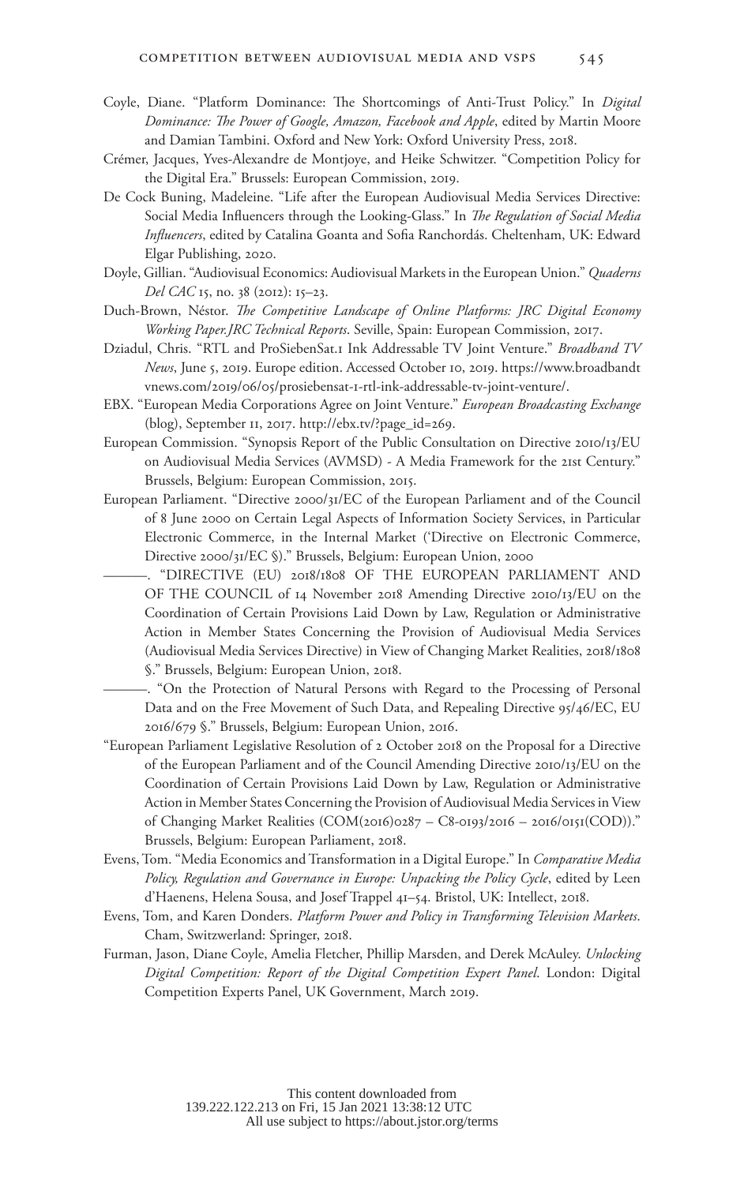Coyle, Diane. "Platform Dominance: The Shortcomings of Anti-Trust Policy." In *Digital Dominance: The Power of Google, Amazon, Facebook and Apple*, edited by Martin Moore and Damian Tambini. Oxford and New York: Oxford University Press, 2018.

Crémer, Jacques, Yves-Alexandre de Montjoye, and Heike Schwitzer. "Competition Policy for the Digital Era." Brussels: European Commission, 2019.

De Cock Buning, Madeleine. "Life after the European Audiovisual Media Services Directive: Social Media Influencers through the Looking-Glass." In *The Regulation of Social Media Influencers*, edited by Catalina Goanta and Sofia Ranchordás. Cheltenham, UK: Edward Elgar Publishing, 2020.

Doyle, Gillian. "Audiovisual Economics: Audiovisual Markets in the European Union." *Quaderns Del CAC* 15, no. 38 (2012): 15–23.

Duch-Brown, Néstor. *The Competitive Landscape of Online Platforms: JRC Digital Economy Working Paper.JRC Technical Reports*. Seville, Spain: European Commission, 2017.

Dziadul, Chris. "RTL and ProSiebenSat.1 Ink Addressable TV Joint Venture." *Broadband TV News*, June 5, 2019. Europe edition. Accessed October 10, 2019. https://www.broadbandtvnews.com/2019/06/05/prosiebensat-1-rtl-ink-addressable-tv-joint-venture/.

EBX. "European Media Corporations Agree on Joint Venture." *European Broadcasting Exchange* (blog), September 11, 2017. http://ebx.tv/?page_id=269.

European Commission. "Synopsis Report of the Public Consultation on Directive 2010/13/EU on Audiovisual Media Services (AVMSD) - A Media Framework for the 21st Century." Brussels, Belgium: European Commission, 2015.

European Parliament. "Directive 2000/31/EC of the European Parliament and of the Council of 8 June 2000 on Certain Legal Aspects of Information Society Services, in Particular Electronic Commerce, in the Internal Market ('Directive on Electronic Commerce, Directive 2000/31/EC §)." Brussels, Belgium: European Union, 2000

———. "DIRECTIVE (EU) 2018/1808 OF THE EUROPEAN PARLIAMENT AND OF THE COUNCIL of 14 November 2018 Amending Directive 2010/13/EU on the Coordination of Certain Provisions Laid Down by Law, Regulation or Administrative Action in Member States Concerning the Provision of Audiovisual Media Services (Audiovisual Media Services Directive) in View of Changing Market Realities, 2018/1808 §." Brussels, Belgium: European Union, 2018.

———. "On the Protection of Natural Persons with Regard to the Processing of Personal Data and on the Free Movement of Such Data, and Repealing Directive 95/46/EC, EU 2016/679 §." Brussels, Belgium: European Union, 2016.

"European Parliament Legislative Resolution of 2 October 2018 on the Proposal for a Directive of the European Parliament and of the Council Amending Directive 2010/13/EU on the Coordination of Certain Provisions Laid Down by Law, Regulation or Administrative Action in Member States Concerning the Provision of Audiovisual Media Services in View of Changing Market Realities (COM(2016)0287 – C8-0193/2016 – 2016/0151(COD))." Brussels, Belgium: European Parliament, 2018.

Evens, Tom. "Media Economics and Transformation in a Digital Europe." In *Comparative Media Policy, Regulation and Governance in Europe: Unpacking the Policy Cycle*, edited by Leen d'Haenens, Helena Sousa, and Josef Trappel 41–54. Bristol, UK: Intellect, 2018.

Evens, Tom, and Karen Donders. *Platform Power and Policy in Transforming Television Markets*. Cham, Switzerland: Springer, 2018.

Furman, Jason, Diane Coyle, Amelia Fletcher, Phillip Marsden, and Derek McAuley. *Unlocking Digital Competition: Report of the Digital Competition Expert Panel*. London: Digital Competition Experts Panel, UK Government, March 2019.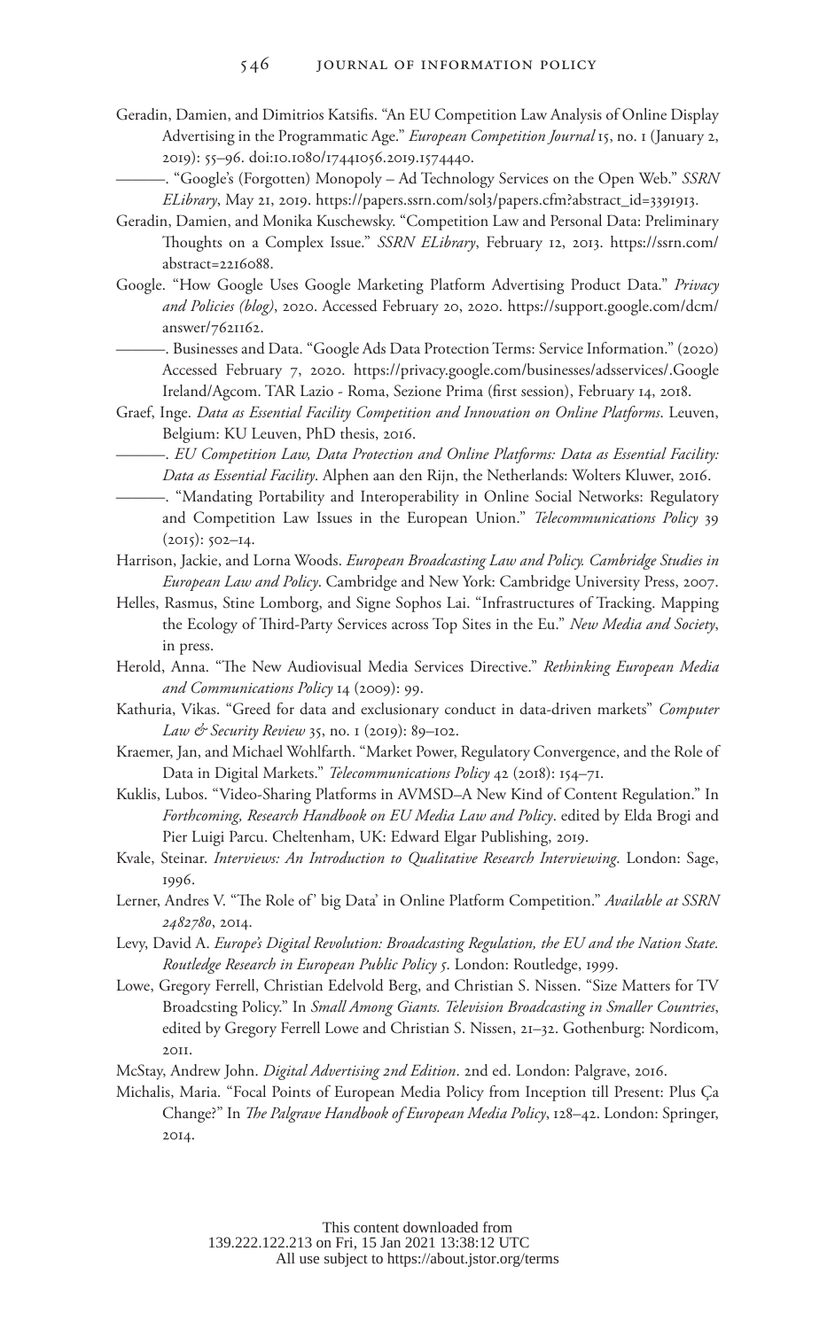Geradin, Damien, and Dimitrios Katsifis. "An EU Competition Law Analysis of Online Display Advertising in the Programmatic Age." *European Competition Journal* 15, no. 1 (January 2, 2019): 55–96. doi:10.1080/17441056.2019.1574440.

———. "Google's (Forgotten) Monopoly – Ad Technology Services on the Open Web." *SSRN ELibrary*, May 21, 2019. https://papers.ssrn.com/sol3/papers.cfm?abstract_id=3391913.

Geradin, Damien, and Monika Kuschewsky. "Competition Law and Personal Data: Preliminary Thoughts on a Complex Issue." *SSRN ELibrary*, February 12, 2013. https://ssrn.com/abstract=2216088.

Google. "How Google Uses Google Marketing Platform Advertising Product Data." *Privacy and Policies (blog)*, 2020. Accessed February 20, 2020. https://support.google.com/dcm/answer/7621162.

———. Businesses and Data. "Google Ads Data Protection Terms: Service Information." (2020) Accessed February 7, 2020. https://privacy.google.com/businesses/adsservices/.Google Ireland/Agcom. TAR Lazio - Roma, Sezione Prima (first session), February 14, 2018.

Graef, Inge. *Data as Essential Facility Competition and Innovation on Online Platforms*. Leuven, Belgium: KU Leuven, PhD thesis, 2016.

———. *EU Competition Law, Data Protection and Online Platforms: Data as Essential Facility: Data as Essential Facility*. Alphen aan den Rijn, the Netherlands: Wolters Kluwer, 2016.

———. "Mandating Portability and Interoperability in Online Social Networks: Regulatory and Competition Law Issues in the European Union." *Telecommunications Policy* 39 (2015): 502–14.

Harrison, Jackie, and Lorna Woods. *European Broadcasting Law and Policy. Cambridge Studies in European Law and Policy*. Cambridge and New York: Cambridge University Press, 2007.

Helles, Rasmus, Stine Lomborg, and Signe Sophos Lai. "Infrastructures of Tracking. Mapping the Ecology of Third-Party Services across Top Sites in the Eu." *New Media and Society*, in press.

Herold, Anna. "The New Audiovisual Media Services Directive." *Rethinking European Media and Communications Policy* 14 (2009): 99.

Kathuria, Vikas. "Greed for data and exclusionary conduct in data-driven markets" *Computer Law & Security Review* 35, no. 1 (2019): 89–102.

Kraemer, Jan, and Michael Wohlfarth. "Market Power, Regulatory Convergence, and the Role of Data in Digital Markets." *Telecommunications Policy* 42 (2018): 154–71.

Kuklis, Lubos. "Video-Sharing Platforms in AVMSD–A New Kind of Content Regulation." In *Forthcoming, Research Handbook on EU Media Law and Policy*. edited by Elda Brogi and Pier Luigi Parcu. Cheltenham, UK: Edward Elgar Publishing, 2019.

Kvale, Steinar. *Interviews: An Introduction to Qualitative Research Interviewing*. London: Sage, 1996.

Lerner, Andres V. "The Role of' big Data' in Online Platform Competition." *Available at SSRN 2482780*, 2014.

Levy, David A. *Europe's Digital Revolution: Broadcasting Regulation, the EU and the Nation State. Routledge Research in European Public Policy 5*. London: Routledge, 1999.

Lowe, Gregory Ferrell, Christian Edelvold Berg, and Christian S. Nissen. "Size Matters for TV Broadcsting Policy." In *Small Among Giants. Television Broadcasting in Smaller Countries*, edited by Gregory Ferrell Lowe and Christian S. Nissen, 21–32. Gothenburg: Nordicom, 2011.

McStay, Andrew John. *Digital Advertising 2nd Edition*. 2nd ed. London: Palgrave, 2016.

Michalis, Maria. "Focal Points of European Media Policy from Inception till Present: Plus Ça Change?" In *The Palgrave Handbook of European Media Policy*, 128–42. London: Springer, 2014.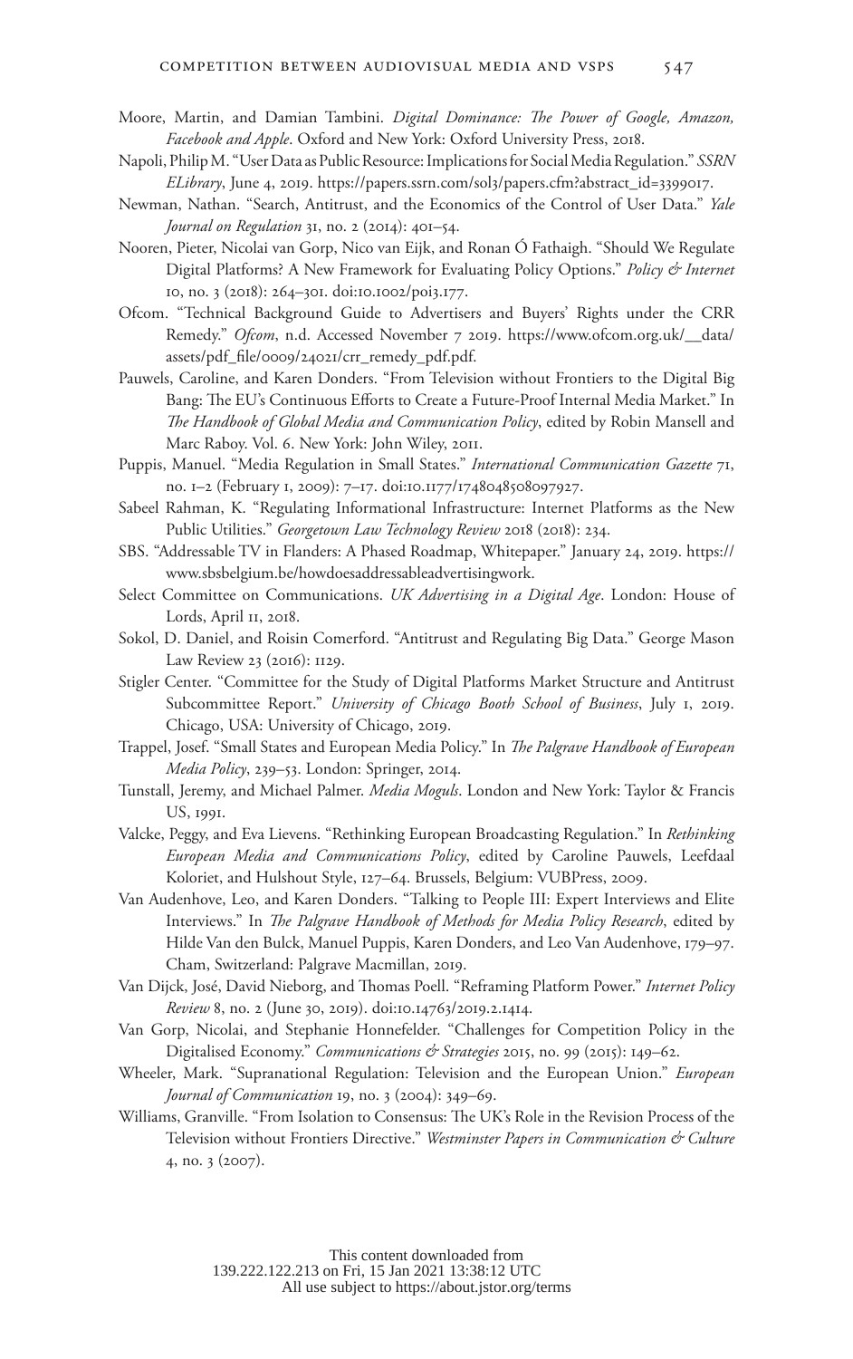Moore, Martin, and Damian Tambini. *Digital Dominance: The Power of Google, Amazon, Facebook and Apple*. Oxford and New York: Oxford University Press, 2018.

Napoli, Philip M. "User Data as Public Resource: Implications for Social Media Regulation." *SSRN ELibrary*, June 4, 2019. https://papers.ssrn.com/sol3/papers.cfm?abstract_id=3399017.

Newman, Nathan. "Search, Antitrust, and the Economics of the Control of User Data." *Yale Journal on Regulation* 31, no. 2 (2014): 401–54.

Nooren, Pieter, Nicolai van Gorp, Nico van Eijk, and Ronan Ó Fathaigh. "Should We Regulate Digital Platforms? A New Framework for Evaluating Policy Options." *Policy & Internet* 10, no. 3 (2018): 264–301. doi:10.1002/poi3.177.

Ofcom. "Technical Background Guide to Advertisers and Buyers' Rights under the CRR Remedy." *Ofcom*, n.d. Accessed November 7 2019. https://www.ofcom.org.uk/__data/assets/pdf_file/0009/24021/crr_remedy_pdf.pdf.

Pauwels, Caroline, and Karen Donders. "From Television without Frontiers to the Digital Big Bang: The EU's Continuous Efforts to Create a Future-Proof Internal Media Market." In *The Handbook of Global Media and Communication Policy*, edited by Robin Mansell and Marc Raboy. Vol. 6. New York: John Wiley, 2011.

Puppis, Manuel. "Media Regulation in Small States." *International Communication Gazette* 71, no. 1–2 (February 1, 2009): 7–17. doi:10.1177/1748048508097927.

Sabeel Rahman, K. "Regulating Informational Infrastructure: Internet Platforms as the New Public Utilities." *Georgetown Law Technology Review* 2018 (2018): 234.

SBS. "Addressable TV in Flanders: A Phased Roadmap, Whitepaper." January 24, 2019. https://www.sbsbelgium.be/howdoesaddressableadvertisingwork.

Select Committee on Communications. *UK Advertising in a Digital Age*. London: House of Lords, April 11, 2018.

Sokol, D. Daniel, and Roisin Comerford. "Antitrust and Regulating Big Data." George Mason Law Review 23 (2016): 1129.

Stigler Center. "Committee for the Study of Digital Platforms Market Structure and Antitrust Subcommittee Report." *University of Chicago Booth School of Business*, July 1, 2019. Chicago, USA: University of Chicago, 2019.

Trappel, Josef. "Small States and European Media Policy." In *The Palgrave Handbook of European Media Policy*, 239–53. London: Springer, 2014.

Tunstall, Jeremy, and Michael Palmer. *Media Moguls*. London and New York: Taylor & Francis US, 1991.

Valcke, Peggy, and Eva Lievens. "Rethinking European Broadcasting Regulation." In *Rethinking European Media and Communications Policy*, edited by Caroline Pauwels, Leefdaal Koloriet, and Hulshout Style, 127–64. Brussels, Belgium: VUBPress, 2009.

Van Audenhove, Leo, and Karen Donders. "Talking to People III: Expert Interviews and Elite Interviews." In *The Palgrave Handbook of Methods for Media Policy Research*, edited by Hilde Van den Bulck, Manuel Puppis, Karen Donders, and Leo Van Audenhove, 179–97. Cham, Switzerland: Palgrave Macmillan, 2019.

Van Dijck, José, David Nieborg, and Thomas Poell. "Reframing Platform Power." *Internet Policy Review* 8, no. 2 (June 30, 2019). doi:10.14763/2019.2.1414.

Van Gorp, Nicolai, and Stephanie Honnefelder. "Challenges for Competition Policy in the Digitalised Economy." *Communications & Strategies* 2015, no. 99 (2015): 149–62.

Wheeler, Mark. "Supranational Regulation: Television and the European Union." *European Journal of Communication* 19, no. 3 (2004): 349–69.

Williams, Granville. "From Isolation to Consensus: The UK's Role in the Revision Process of the Television without Frontiers Directive." *Westminster Papers in Communication & Culture* 4, no. 3 (2007).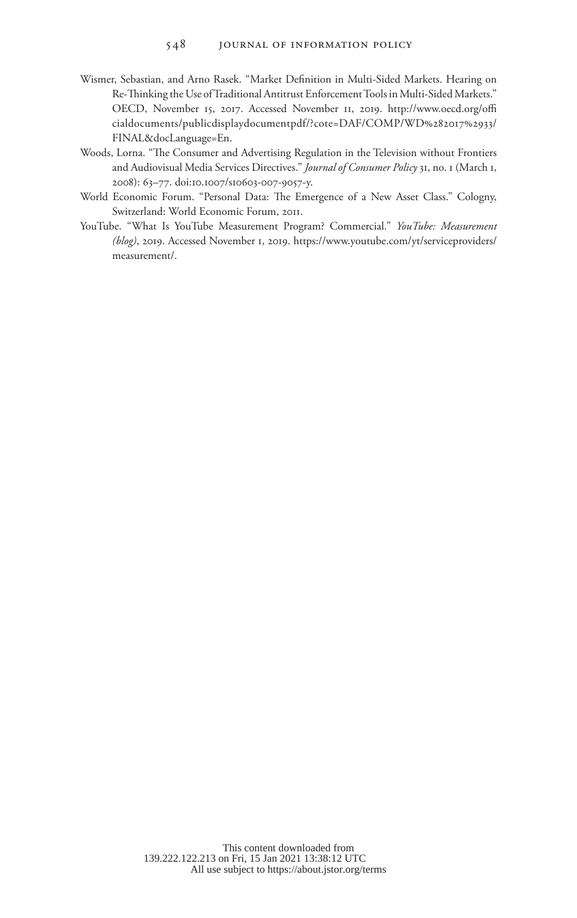Wismer, Sebastian, and Arno Rasek. "Market Definition in Multi-Sided Markets. Hearing on Re-Thinking the Use of Traditional Antitrust Enforcement Tools in Multi-Sided Markets." OECD, November 15, 2017. Accessed November 11, 2019. http://www.oecd.org/officialdocuments/publicdisplaydocumentpdf/?cote=DAF/COMP/WD%282017%2933/FINAL&docLanguage=En.

Woods, Lorna. "The Consumer and Advertising Regulation in the Television without Frontiers and Audiovisual Media Services Directives." *Journal of Consumer Policy* 31, no. 1 (March 1, 2008): 63–77. doi:10.1007/s10603-007-9057-y.

World Economic Forum. "Personal Data: The Emergence of a New Asset Class." Cologny, Switzerland: World Economic Forum, 2011.

YouTube. "What Is YouTube Measurement Program? Commercial." *YouTube: Measurement (blog)*, 2019. Accessed November 1, 2019. https://www.youtube.com/yt/serviceproviders/measurement/.